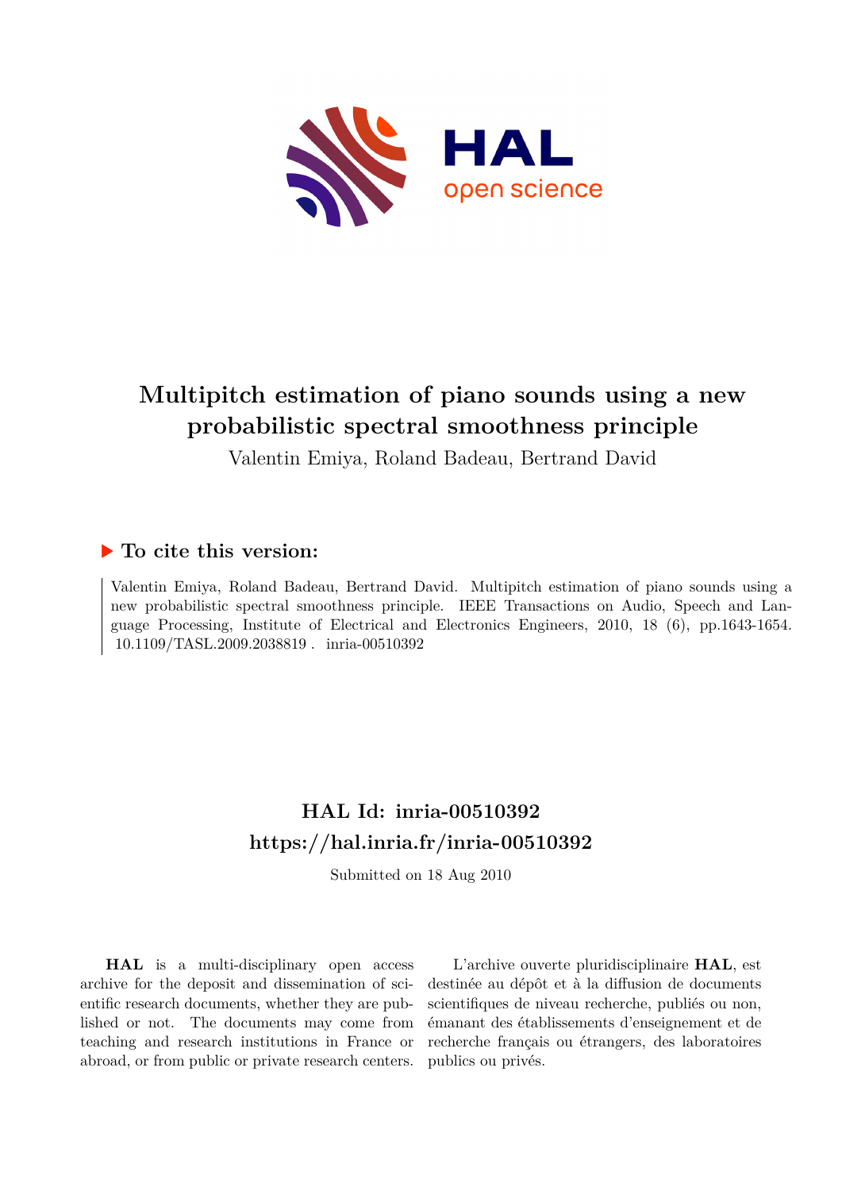# Multipitch estimation of piano sounds using a new probabilistic spectral smoothness principle

Valentin Emiya, Roland Badeau, Bertrand David

## ▶ To cite this version:

Valentin Emiya, Roland Badeau, Bertrand David. Multipitch estimation of piano sounds using a new probabilistic spectral smoothness principle. IEEE Transactions on Audio, Speech and Language Processing, Institute of Electrical and Electronics Engineers, 2010, 18 (6), pp.1643-1654. 10.1109/TASL.2009.2038819 . inria-00510392

## HAL Id: inria-00510392
## https://hal.inria.fr/inria-00510392

Submitted on 18 Aug 2010

**HAL** is a multi-disciplinary open access archive for the deposit and dissemination of scientific research documents, whether they are published or not. The documents may come from teaching and research institutions in France or abroad, or from public or private research centers.

L'archive ouverte pluridisciplinaire **HAL**, est destinée au dépôt et à la diffusion de documents scientifiques de niveau recherche, publiés ou non, émanant des établissements d'enseignement et de recherche français ou étrangers, des laboratoires publics ou privés.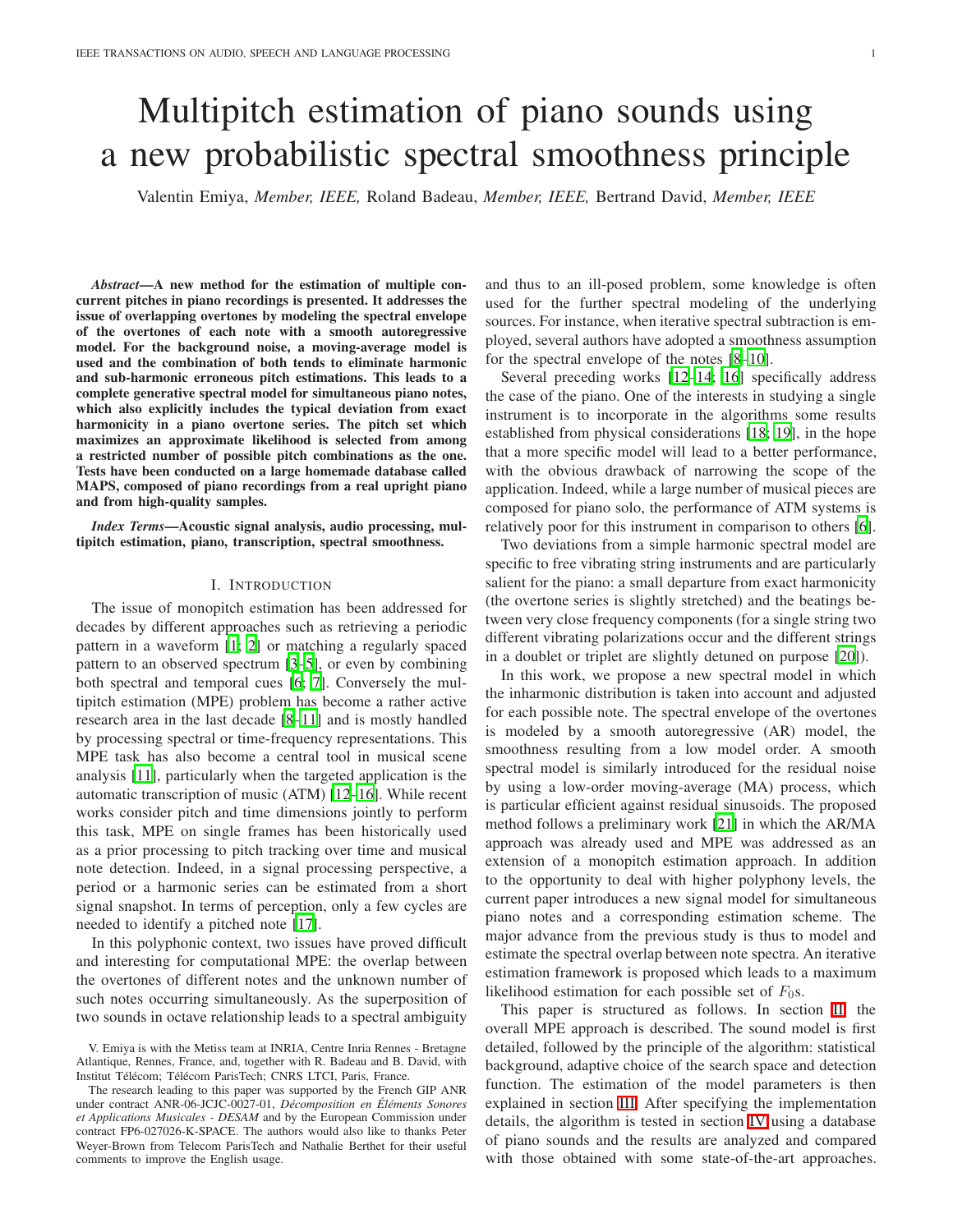# Multipitch estimation of piano sounds using a new probabilistic spectral smoothness principle

Valentin Emiya, *Member, IEEE,* Roland Badeau, *Member, IEEE,* Bertrand David, *Member, IEEE*

***Abstract*—A new method for the estimation of multiple concurrent pitches in piano recordings is presented. It addresses the issue of overlapping overtones by modeling the spectral envelope of the overtones of each note with a smooth autoregressive model. For the background noise, a moving-average model is used and the combination of both tends to eliminate harmonic and sub-harmonic erroneous pitch estimations. This leads to a complete generative spectral model for simultaneous piano notes, which also explicitly includes the typical deviation from exact harmonicity in a piano overtone series. The pitch set which maximizes an approximate likelihood is selected from among a restricted number of possible pitch combinations as the one. Tests have been conducted on a large homemade database called MAPS, composed of piano recordings from a real upright piano and from high-quality samples.**

***Index Terms*—Acoustic signal analysis, audio processing, multipitch estimation, piano, transcription, spectral smoothness.**

## I. Introduction

The issue of monopitch estimation has been addressed for decades by different approaches such as retrieving a periodic pattern in a waveform [1; 2] or matching a regularly spaced pattern to an observed spectrum [3–5], or even by combining both spectral and temporal cues [6; 7]. Conversely the multipitch estimation (MPE) problem has become a rather active research area in the last decade [8–11] and is mostly handled by processing spectral or time-frequency representations. This MPE task has also become a central tool in musical scene analysis [11], particularly when the targeted application is the automatic transcription of music (ATM) [12–16]. While recent works consider pitch and time dimensions jointly to perform this task, MPE on single frames has been historically used as a prior processing to pitch tracking over time and musical note detection. Indeed, in a signal processing perspective, a period or a harmonic series can be estimated from a short signal snapshot. In terms of perception, only a few cycles are needed to identify a pitched note [17].

In this polyphonic context, two issues have proved difficult and interesting for computational MPE: the overlap between the overtones of different notes and the unknown number of such notes occurring simultaneously. As the superposition of two sounds in octave relationship leads to a spectral ambiguity and thus to an ill-posed problem, some knowledge is often used for the further spectral modeling of the underlying sources. For instance, when iterative spectral subtraction is employed, several authors have adopted a smoothness assumption for the spectral envelope of the notes [8–10].

Several preceding works [12–14; 16] specifically address the case of the piano. One of the interests in studying a single instrument is to incorporate in the algorithms some results established from physical considerations [18; 19], in the hope that a more specific model will lead to a better performance, with the obvious drawback of narrowing the scope of the application. Indeed, while a large number of musical pieces are composed for piano solo, the performance of ATM systems is relatively poor for this instrument in comparison to others [6].

Two deviations from a simple harmonic spectral model are specific to free vibrating string instruments and are particularly salient for the piano: a small departure from exact harmonicity (the overtone series is slightly stretched) and the beatings between very close frequency components (for a single string two different vibrating polarizations occur and the different strings in a doublet or triplet are slightly detuned on purpose [20]).

In this work, we propose a new spectral model in which the inharmonic distribution is taken into account and adjusted for each possible note. The spectral envelope of the overtones is modeled by a smooth autoregressive (AR) model, the smoothness resulting from a low model order. A smooth spectral model is similarly introduced for the residual noise by using a low-order moving-average (MA) process, which is particular efficient against residual sinusoids. The proposed method follows a preliminary work [21] in which the AR/MA approach was already used and MPE was addressed as an extension of a monopitch estimation approach. In addition to the opportunity to deal with higher polyphony levels, the current paper introduces a new signal model for simultaneous piano notes and a corresponding estimation scheme. The major advance from the previous study is thus to model and estimate the spectral overlap between note spectra. An iterative estimation framework is proposed which leads to a maximum likelihood estimation for each possible set of $F_0$s.

This paper is structured as follows. In section II, the overall MPE approach is described. The sound model is first detailed, followed by the principle of the algorithm: statistical background, adaptive choice of the search space and detection function. The estimation of the model parameters is then explained in section III. After specifying the implementation details, the algorithm is tested in section IV using a database of piano sounds and the results are analyzed and compared with those obtained with some state-of-the-art approaches.

V. Emiya is with the Metiss team at INRIA, Centre Inria Rennes - Bretagne Atlantique, Rennes, France, and, together with R. Badeau and B. David, with Institut Télécom; Télécom ParisTech; CNRS LTCI, Paris, France.

The research leading to this paper was supported by the French GIP ANR under contract ANR-06-JCJC-0027-01, *Décomposition en Éléments Sonores et Applications Musicales - DESAM* and by the European Commission under contract FP6-027026-K-SPACE. The authors would also like to thanks Peter Weyer-Brown from Telecom ParisTech and Nathalie Berthet for their useful comments to improve the English usage.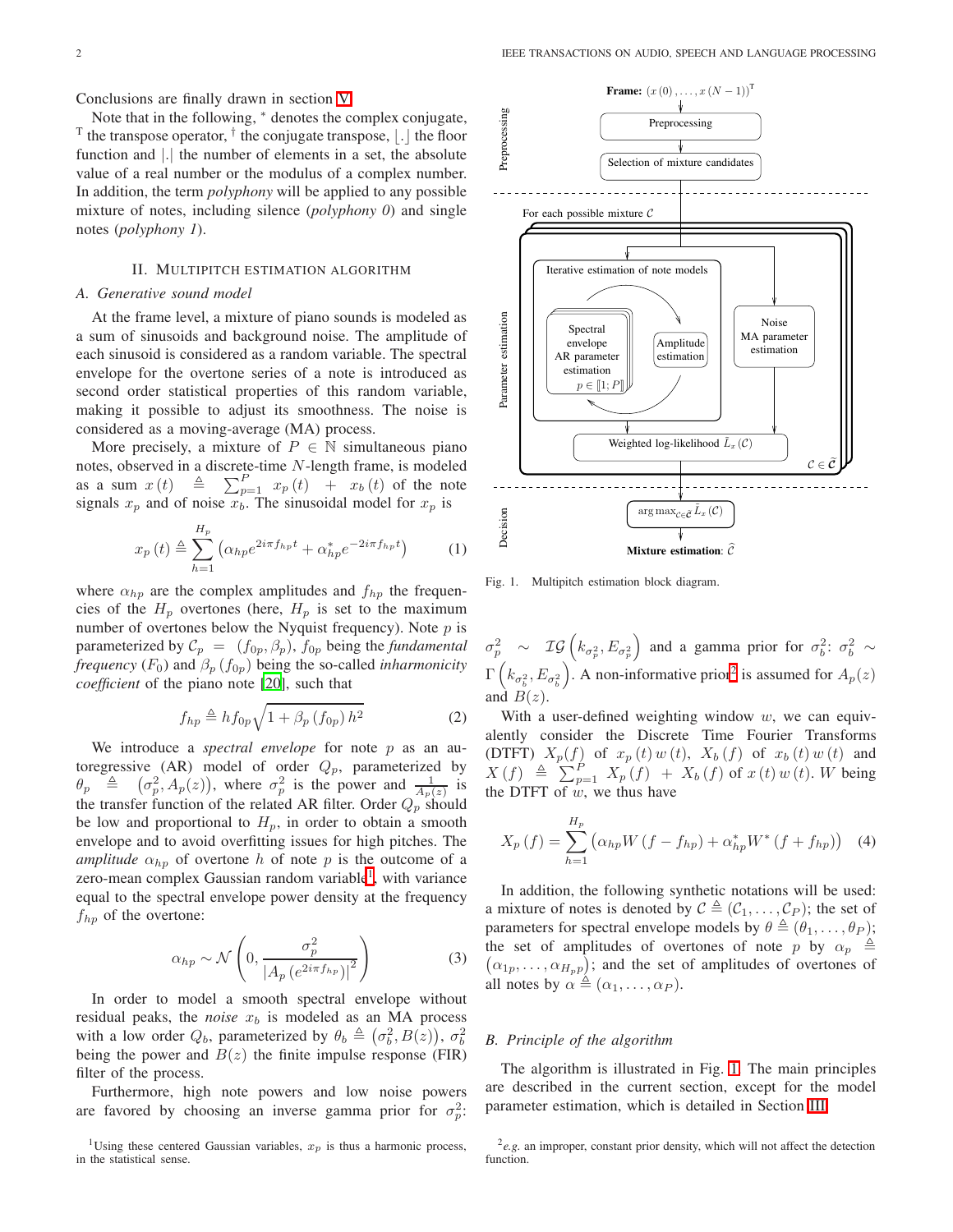Conclusions are finally drawn in section V.

Note that in the following, $^*$ denotes the complex conjugate, $^T$ the transpose operator, $^\dagger$ the conjugate transpose, $\lfloor . \rfloor$ the floor function and $|.|$ the number of elements in a set, the absolute value of a real number or the modulus of a complex number. In addition, the term *polyphony* will be applied to any possible mixture of notes, including silence (*polyphony 0*) and single notes (*polyphony 1*).

## II. Multipitch estimation algorithm

### A. Generative sound model

At the frame level, a mixture of piano sounds is modeled as a sum of sinusoids and background noise. The amplitude of each sinusoid is considered as a random variable. The spectral envelope for the overtone series of a note is introduced as second order statistical properties of this random variable, making it possible to adjust its smoothness. The noise is considered as a moving-average (MA) process.

More precisely, a mixture of $P \in \mathbb{N}$ simultaneous piano notes, observed in a discrete-time $N$-length frame, is modeled as a sum $x(t) \triangleq \sum_{p=1}^{P} x_p(t) + x_b(t)$ of the note signals $x_p$ and of noise $x_b$. The sinusoidal model for $x_p$ is

$$x_p(t) \triangleq \sum_{h=1}^{H_p} \left(\alpha_{hp} e^{2i\pi f_{hp} t} + \alpha_{hp}^* e^{-2i\pi f_{hp} t}\right) \quad (1)$$

where $\alpha_{hp}$ are the complex amplitudes and $f_{hp}$ the frequencies of the $H_p$ overtones (here, $H_p$ is set to the maximum number of overtones below the Nyquist frequency). Note $p$ is parameterized by $\mathcal{C}_p = (f_{0p}, \beta_p)$, $f_{0p}$ being the *fundamental frequency* ($F_0$) and $\beta_p(f_{0p})$ being the so-called *inharmonicity coefficient* of the piano note [20], such that

$$f_{hp} \triangleq h f_{0p} \sqrt{1 + \beta_p(f_{0p})\, h^2} \quad (2)$$

We introduce a *spectral envelope* for note $p$ as an autoregressive (AR) model of order $Q_p$, parameterized by $\theta_p \triangleq \left(\sigma_p^2, A_p(z)\right)$, where $\sigma_p^2$ is the power and $\frac{1}{A_p(z)}$ is the transfer function of the related AR filter. Order $Q_p$ should be low and proportional to $H_p$, in order to obtain a smooth envelope and to avoid overfitting issues for high pitches. The *amplitude* $\alpha_{hp}$ of overtone $h$ of note $p$ is the outcome of a zero-mean complex Gaussian random variable[1], with variance equal to the spectral envelope power density at the frequency $f_{hp}$ of the overtone:

$$\alpha_{hp} \sim \mathcal{N}\left(0, \frac{\sigma_p^2}{\left|A_p\left(e^{2i\pi f_{hp}}\right)\right|^2}\right) \quad (3)$$

In order to model a smooth spectral envelope without residual peaks, the *noise* $x_b$ is modeled as an MA process with a low order $Q_b$, parameterized by $\theta_b \triangleq \left(\sigma_b^2, B(z)\right)$, $\sigma_b^2$ being the power and $B(z)$ the finite impulse response (FIR) filter of the process.

Furthermore, high note powers and low noise powers are favored by choosing an inverse gamma prior for $\sigma_p^2$: $\sigma_p^2 \sim \mathcal{IG}\left(k_{\sigma_p^2}, E_{\sigma_p^2}\right)$ and a gamma prior for $\sigma_b^2$: $\sigma_b^2 \sim \Gamma\left(k_{\sigma_b^2}, E_{\sigma_b^2}\right)$. A non-informative prior[2] is assumed for $A_p(z)$ and $B(z)$.

With a user-defined weighting window $w$, we can equivalently consider the Discrete Time Fourier Transforms (DTFT) $X_p(f)$ of $x_p(t)\,w(t)$, $X_b(f)$ of $x_b(t)\,w(t)$ and $X(f) \triangleq \sum_{p=1}^{P} X_p(f) + X_b(f)$ of $x(t)\,w(t)$. $W$ being the DTFT of $w$, we thus have

$$X_p(f) = \sum_{h=1}^{H_p} \left(\alpha_{hp} W(f - f_{hp}) + \alpha_{hp}^* W^*(f + f_{hp})\right) \quad (4)$$

In addition, the following synthetic notations will be used: a mixture of notes is denoted by $\mathcal{C} \triangleq (\mathcal{C}_1, \dots, \mathcal{C}_P)$; the set of parameters for spectral envelope models by $\theta \triangleq (\theta_1, \dots, \theta_P)$; the set of amplitudes of overtones of note $p$ by $\alpha_p \triangleq (\alpha_{1p}, \dots, \alpha_{H_p p})$; and the set of amplitudes of overtones of all notes by $\alpha \triangleq (\alpha_1, \dots, \alpha_P)$.

Frame: $(x(0), \dots, x(N-1))^T$

Preprocessing: Preprocessing → Selection of mixture candidates

Parameter estimation: For each possible mixture $\mathcal{C}$ — Iterative estimation of note models (Spectral envelope AR parameter estimation, $p \in [\![1;P]\!]$ ↔ Amplitude estimation); Noise MA parameter estimation → Weighted log-likelihood $\tilde{L}_x(\mathcal{C})$, $\mathcal{C} \in \tilde{\mathcal{C}}$

Decision: $\arg\max_{\mathcal{C} \in \tilde{\mathcal{C}}} \tilde{L}_x(\mathcal{C})$ → Mixture estimation: $\hat{\mathcal{C}}$

Fig. 1. Multipitch estimation block diagram.

### B. Principle of the algorithm

The algorithm is illustrated in Fig. 1. The main principles are described in the current section, except for the model parameter estimation, which is detailed in Section III.

[1] Using these centered Gaussian variables, $x_p$ is thus a harmonic process, in the statistical sense.

[2] *e.g.* an improper, constant prior density, which will not affect the detection function.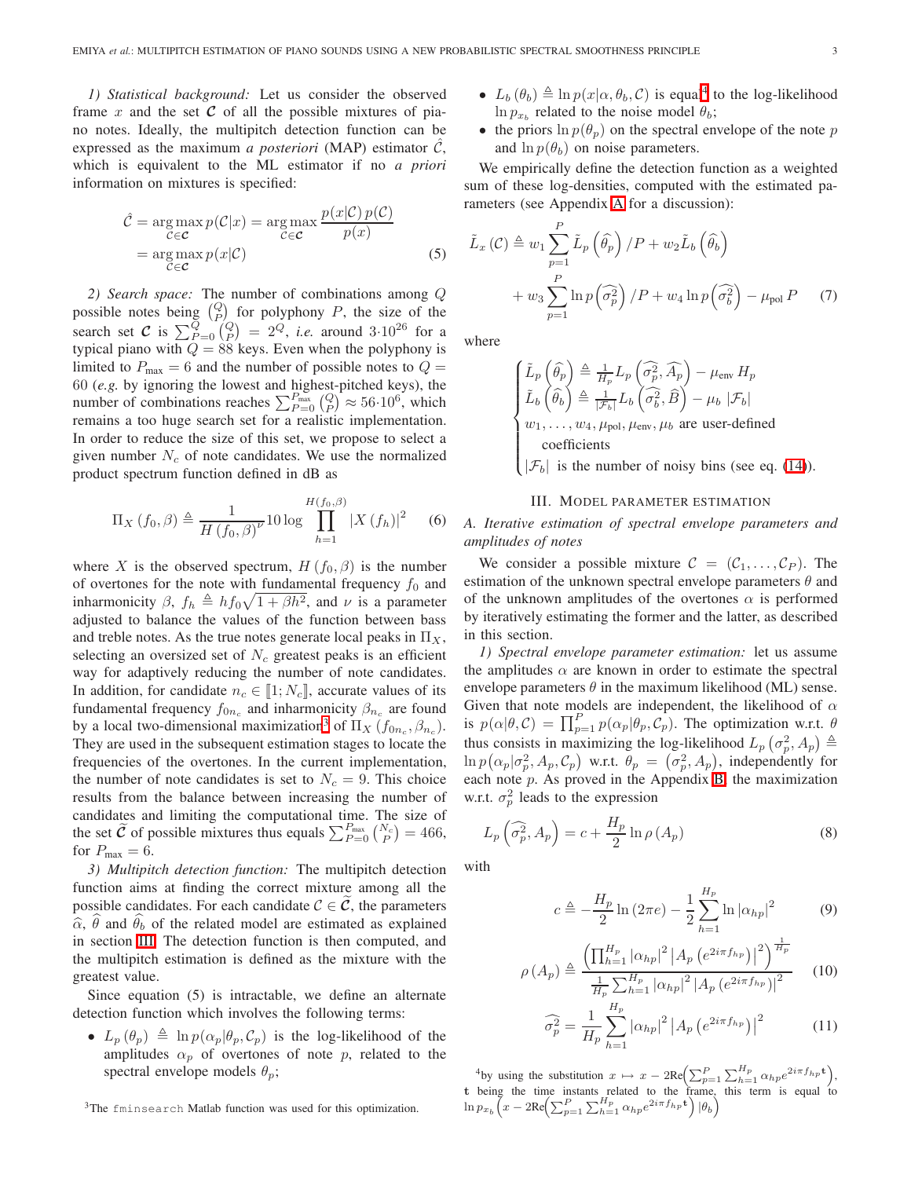*1) Statistical background:* Let us consider the observed frame $x$ and the set $\boldsymbol{\mathcal{C}}$ of all the possible mixtures of piano notes. Ideally, the multipitch detection function can be expressed as the maximum *a posteriori* (MAP) estimator $\hat{\mathcal{C}}$, which is equivalent to the ML estimator if no *a priori* information on mixtures is specified:

$$\hat{\mathcal{C}} = \underset{\mathcal{C}\in\boldsymbol{\mathcal{C}}}{\arg\max}\, p(\mathcal{C}|x) = \underset{\mathcal{C}\in\boldsymbol{\mathcal{C}}}{\arg\max}\, \frac{p(x|\mathcal{C})\, p(\mathcal{C})}{p(x)} = \underset{\mathcal{C}\in\boldsymbol{\mathcal{C}}}{\arg\max}\, p(x|\mathcal{C}) \tag{5}$$

*2) Search space:* The number of combinations among $Q$ possible notes being $\binom{Q}{P}$ for polyphony $P$, the size of the search set $\boldsymbol{\mathcal{C}}$ is $\sum_{P=0}^{Q}\binom{Q}{P} = 2^Q$, *i.e.* around $3{\cdot}10^{26}$ for a typical piano with $Q = 88$ keys. Even when the polyphony is limited to $P_{\max} = 6$ and the number of possible notes to $Q = 60$ (*e.g.* by ignoring the lowest and highest-pitched keys), the number of combinations reaches $\sum_{P=0}^{P_{\max}}\binom{Q}{P} \approx 56{\cdot}10^6$, which remains a too huge search set for a realistic implementation. In order to reduce the size of this set, we propose to select a given number $N_c$ of note candidates. We use the normalized product spectrum function defined in dB as

$$\Pi_X(f_0, \beta) \triangleq \frac{1}{H(f_0,\beta)^{\nu}} 10 \log \prod_{h=1}^{H(f_0,\beta)} |X(f_h)|^2 \tag{6}$$

where $X$ is the observed spectrum, $H(f_0, \beta)$ is the number of overtones for the note with fundamental frequency $f_0$ and inharmonicity $\beta$, $f_h \triangleq h f_0 \sqrt{1 + \beta h^2}$, and $\nu$ is a parameter adjusted to balance the values of the function between bass and treble notes. As the true notes generate local peaks in $\Pi_X$, selecting an oversized set of $N_c$ greatest peaks is an efficient way for adaptively reducing the number of note candidates. In addition, for candidate $n_c \in [\![1; N_c]\!]$, accurate values of its fundamental frequency $f_{0n_c}$ and inharmonicity $\beta_{n_c}$ are found by a local two-dimensional maximization[3] of $\Pi_X(f_{0n_c}, \beta_{n_c})$. They are used in the subsequent estimation stages to locate the frequencies of the overtones. In the current implementation, the number of note candidates is set to $N_c = 9$. This choice results from the balance between increasing the number of candidates and limiting the computational time. The size of the set $\widetilde{\boldsymbol{\mathcal{C}}}$ of possible mixtures thus equals $\sum_{P=0}^{P_{\max}}\binom{N_c}{P} = 466$, for $P_{\max} = 6$.

*3) Multipitch detection function:* The multipitch detection function aims at finding the correct mixture among all the possible candidates. For each candidate $\mathcal{C} \in \widetilde{\boldsymbol{\mathcal{C}}}$, the parameters $\widehat{\alpha}$, $\widehat{\theta}$ and $\widehat{\theta}_b$ of the related model are estimated as explained in section III. The detection function is then computed, and the multipitch estimation is defined as the mixture with the greatest value.

Since equation (5) is intractable, we define an alternate detection function which involves the following terms:

- $L_p(\theta_p) \triangleq \ln p(\alpha_p|\theta_p, \mathcal{C}_p)$ is the log-likelihood of the amplitudes $\alpha_p$ of overtones of note $p$, related to the spectral envelope models $\theta_p$;
- $L_b(\theta_b) \triangleq \ln p(x|\alpha, \theta_b, \mathcal{C})$ is equal[4] to the log-likelihood $\ln p_{x_b}$ related to the noise model $\theta_b$;
- the priors $\ln p(\theta_p)$ on the spectral envelope of the note $p$ and $\ln p(\theta_b)$ on noise parameters.

We empirically define the detection function as a weighted sum of these log-densities, computed with the estimated parameters (see Appendix A for a discussion):

$$\tilde{L}_x(\mathcal{C}) \triangleq w_1 \sum_{p=1}^{P} \tilde{L}_p\left(\widehat{\theta}_p\right)/P + w_2 \tilde{L}_b\left(\widehat{\theta}_b\right) + w_3 \sum_{p=1}^{P} \ln p\left(\widehat{\sigma_p^2}\right)/P + w_4 \ln p\left(\widehat{\sigma_b^2}\right) - \mu_{\text{pol}} P \tag{7}$$

where

$$\begin{cases} \tilde{L}_p\left(\widehat{\theta}_p\right) \triangleq \frac{1}{H_p} L_p\left(\widehat{\sigma_p^2}, \widehat{A_p}\right) - \mu_{\text{env}} H_p \\ \tilde{L}_b\left(\widehat{\theta}_b\right) \triangleq \frac{1}{|\mathcal{F}_b|} L_b\left(\widehat{\sigma_b^2}, \widehat{B}\right) - \mu_b\, |\mathcal{F}_b| \\ w_1, \ldots, w_4, \mu_{\text{pol}}, \mu_{\text{env}}, \mu_b \text{ are user-defined coefficients} \\ |\mathcal{F}_b| \text{ is the number of noisy bins (see eq. (14))}. \end{cases}$$

## III. Model parameter estimation

### A. Iterative estimation of spectral envelope parameters and amplitudes of notes

We consider a possible mixture $\mathcal{C} = (\mathcal{C}_1, \ldots, \mathcal{C}_P)$. The estimation of the unknown spectral envelope parameters $\theta$ and of the unknown amplitudes of the overtones $\alpha$ is performed by iteratively estimating the former and the latter, as described in this section.

*1) Spectral envelope parameter estimation:* let us assume the amplitudes $\alpha$ are known in order to estimate the spectral envelope parameters $\theta$ in the maximum likelihood (ML) sense. Given that note models are independent, the likelihood of $\alpha$ is $p(\alpha|\theta, \mathcal{C}) = \prod_{p=1}^{P} p(\alpha_p|\theta_p, \mathcal{C}_p)$. The optimization w.r.t. $\theta$ thus consists in maximizing the log-likelihood $L_p\left(\sigma_p^2, A_p\right) \triangleq \ln p\left(\alpha_p|\sigma_p^2, A_p, \mathcal{C}_p\right)$ w.r.t. $\theta_p = \left(\sigma_p^2, A_p\right)$, independently for each note $p$. As proved in the Appendix B, the maximization w.r.t. $\sigma_p^2$ leads to the expression

$$L_p\left(\widehat{\sigma_p^2}, A_p\right) = c + \frac{H_p}{2} \ln \rho(A_p) \tag{8}$$

with

$$c \triangleq -\frac{H_p}{2}\ln(2\pi e) - \frac{1}{2}\sum_{h=1}^{H_p} \ln|\alpha_{hp}|^2 \tag{9}$$

$$\rho(A_p) \triangleq \frac{\left(\prod_{h=1}^{H_p} |\alpha_{hp}|^2 \left|A_p\left(e^{2i\pi f_{hp}}\right)\right|^2\right)^{\frac{1}{H_p}}}{\frac{1}{H_p}\sum_{h=1}^{H_p} |\alpha_{hp}|^2 \left|A_p\left(e^{2i\pi f_{hp}}\right)\right|^2} \tag{10}$$

$$\widehat{\sigma_p^2} = \frac{1}{H_p}\sum_{h=1}^{H_p} |\alpha_{hp}|^2 \left|A_p\left(e^{2i\pi f_{hp}}\right)\right|^2 \tag{11}$$

[3] The `fminsearch` Matlab function was used for this optimization.

[4] by using the substitution $x \mapsto x - 2\text{Re}\left(\sum_{p=1}^{P}\sum_{h=1}^{H_p} \alpha_{hp} e^{2i\pi f_{hp}\mathbf{t}}\right)$, $\mathbf{t}$ being the time instants related to the frame, this term is equal to $\ln p_{x_b}\left(x - 2\text{Re}\left(\sum_{p=1}^{P}\sum_{h=1}^{H_p} \alpha_{hp} e^{2i\pi f_{hp}\mathbf{t}}\right)|\theta_b\right)$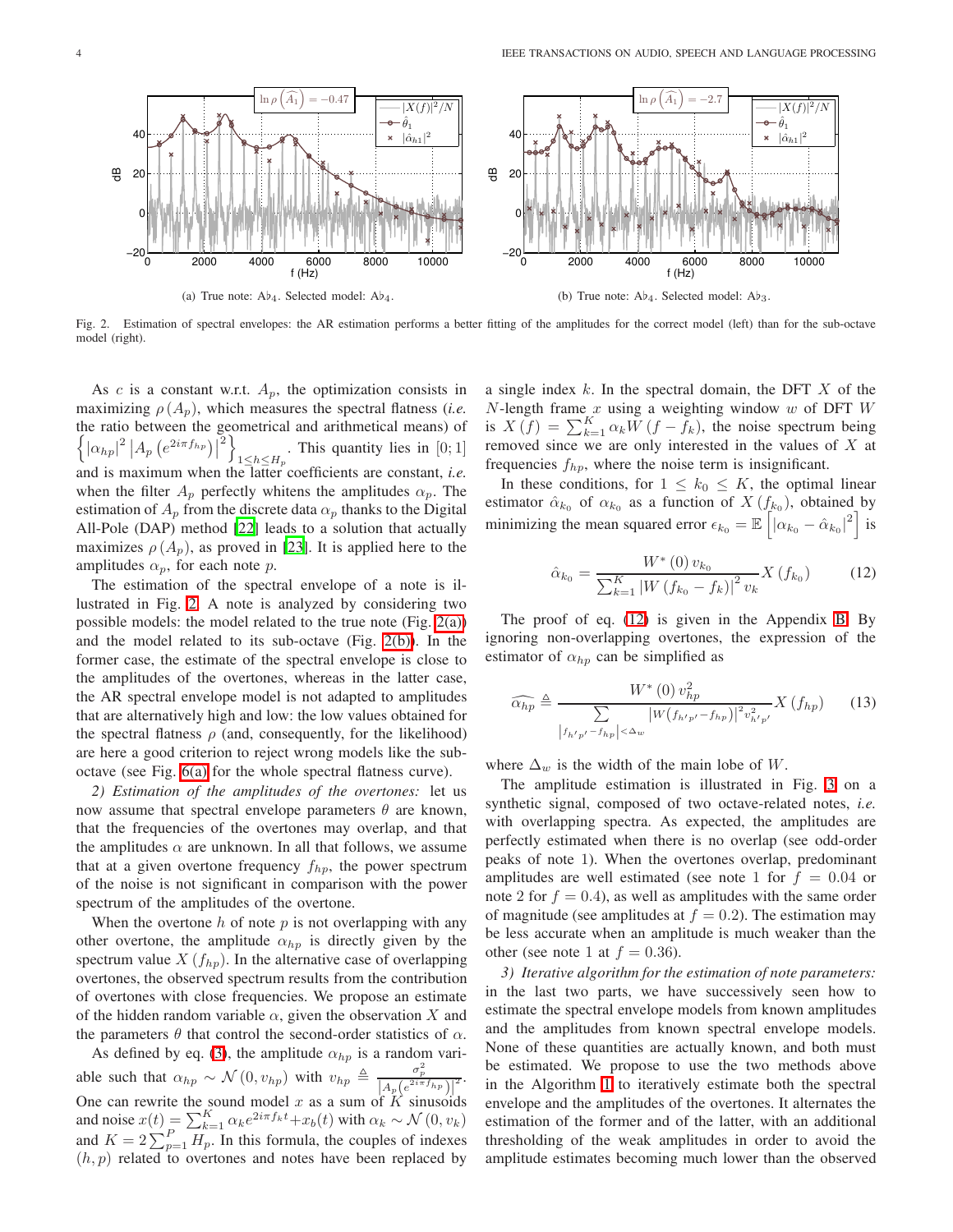(a) True note: A♭4. Selected model: A♭4.

(b) True note: A♭4. Selected model: A♭3.

Fig. 2. Estimation of spectral envelopes: the AR estimation performs a better fitting of the amplitudes for the correct model (left) than for the sub-octave model (right).

As $c$ is a constant w.r.t. $A_p$, the optimization consists in maximizing $\rho(A_p)$, which measures the spectral flatness (*i.e.* the ratio between the geometrical and arithmetical means) of $\left\{ |\alpha_{hp}|^2 \left| A_p\left(e^{2i\pi f_{hp}}\right)\right|^2 \right\}_{1\leq h\leq H_p}$. This quantity lies in $[0;1]$ and is maximum when the latter coefficients are constant, *i.e.* when the filter $A_p$ perfectly whitens the amplitudes $\alpha_p$. The estimation of $A_p$ from the discrete data $\alpha_p$ thanks to the Digital All-Pole (DAP) method [22] leads to a solution that actually maximizes $\rho(A_p)$, as proved in [23]. It is applied here to the amplitudes $\alpha_p$, for each note $p$.

The estimation of the spectral envelope of a note is illustrated in Fig. 2. A note is analyzed by considering two possible models: the model related to the true note (Fig. 2(a)) and the model related to its sub-octave (Fig. 2(b)). In the former case, the estimate of the spectral envelope is close to the amplitudes of the overtones, whereas in the latter case, the AR spectral envelope model is not adapted to amplitudes that are alternatively high and low: the low values obtained for the spectral flatness $\rho$ (and, consequently, for the likelihood) are here a good criterion to reject wrong models like the sub-octave (see Fig. 6(a) for the whole spectral flatness curve).

*2) Estimation of the amplitudes of the overtones:* let us now assume that spectral envelope parameters $\theta$ are known, that the frequencies of the overtones may overlap, and that the amplitudes $\alpha$ are unknown. In all that follows, we assume that at a given overtone frequency $f_{hp}$, the power spectrum of the noise is not significant in comparison with the power spectrum of the amplitudes of the overtone.

When the overtone $h$ of note $p$ is not overlapping with any other overtone, the amplitude $\alpha_{hp}$ is directly given by the spectrum value $X(f_{hp})$. In the alternative case of overlapping overtones, the observed spectrum results from the contribution of overtones with close frequencies. We propose an estimate of the hidden random variable $\alpha$, given the observation $X$ and the parameters $\theta$ that control the second-order statistics of $\alpha$.

As defined by eq. (3), the amplitude $\alpha_{hp}$ is a random variable such that $\alpha_{hp} \sim \mathcal{N}(0, v_{hp})$ with $v_{hp} \triangleq \frac{\sigma_p^2}{\left|A_p\left(e^{2i\pi f_{hp}}\right)\right|^2}$. One can rewrite the sound model $x$ as a sum of $K$ sinusoids and noise $x(t) = \sum_{k=1}^{K} \alpha_k e^{2i\pi f_k t} + x_b(t)$ with $\alpha_k \sim \mathcal{N}(0, v_k)$ and $K = 2\sum_{p=1}^{P} H_p$. In this formula, the couples of indexes $(h,p)$ related to overtones and notes have been replaced by a single index $k$. In the spectral domain, the DFT $X$ of the $N$-length frame $x$ using a weighting window $w$ of DFT $W$ is $X(f) = \sum_{k=1}^{K} \alpha_k W(f - f_k)$, the noise spectrum being removed since we are only interested in the values of $X$ at frequencies $f_{hp}$, where the noise term is insignificant.

In these conditions, for $1 \leq k_0 \leq K$, the optimal linear estimator $\hat{\alpha}_{k_0}$ of $\alpha_{k_0}$ as a function of $X(f_{k_0})$, obtained by minimizing the mean squared error $\epsilon_{k_0} = \mathbb{E}\left[|\alpha_{k_0} - \hat{\alpha}_{k_0}|^2\right]$ is

$$\hat{\alpha}_{k_0} = \frac{W^*(0)\, v_{k_0}}{\sum_{k=1}^{K} |W(f_{k_0} - f_k)|^2 v_k} X(f_{k_0}) \tag{12}$$

The proof of eq. (12) is given in the Appendix B. By ignoring non-overlapping overtones, the expression of the estimator of $\alpha_{hp}$ can be simplified as

$$\widehat{\alpha_{hp}} \triangleq \frac{W^*(0)\, v_{hp}^2}{\sum\limits_{|f_{h'p'} - f_{hp}| < \Delta_w} |W(f_{h'p'} - f_{hp})|^2 v_{h'p'}^2} X(f_{hp}) \tag{13}$$

where $\Delta_w$ is the width of the main lobe of $W$.

The amplitude estimation is illustrated in Fig. 3 on a synthetic signal, composed of two octave-related notes, *i.e.* with overlapping spectra. As expected, the amplitudes are perfectly estimated when there is no overlap (see odd-order peaks of note 1). When the overtones overlap, predominant amplitudes are well estimated (see note 1 for $f = 0.04$ or note 2 for $f = 0.4$), as well as amplitudes with the same order of magnitude (see amplitudes at $f = 0.2$). The estimation may be less accurate when an amplitude is much weaker than the other (see note 1 at $f = 0.36$).

*3) Iterative algorithm for the estimation of note parameters:* in the last two parts, we have successively seen how to estimate the spectral envelope models from known amplitudes and the amplitudes from known spectral envelope models. None of these quantities are actually known, and both must be estimated. We propose to use the two methods above in the Algorithm 1 to iteratively estimate both the spectral envelope and the amplitudes of the overtones. It alternates the estimation of the former and of the latter, with an additional thresholding of the weak amplitudes in order to avoid the amplitude estimates becoming much lower than the observed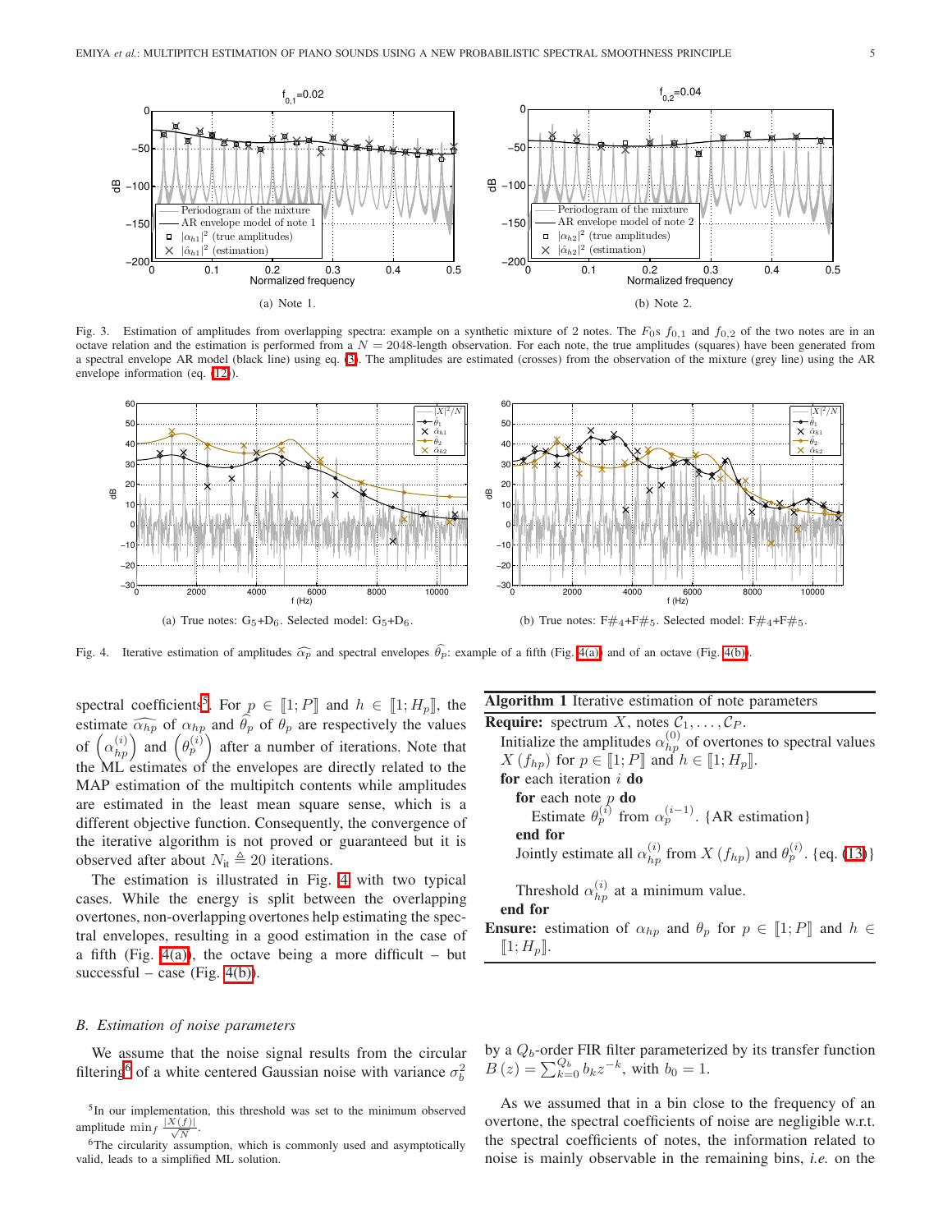Fig. 3. Estimation of amplitudes from overlapping spectra: example on a synthetic mixture of 2 notes. The $F_0$s $f_{0,1}$ and $f_{0,2}$ of the two notes are in an octave relation and the estimation is performed from a $N = 2048$-length observation. For each note, the true amplitudes (squares) have been generated from a spectral envelope AR model (black line) using eq. (3). The amplitudes are estimated (crosses) from the observation of the mixture (grey line) using the AR envelope information (eq. (12)).

(a) Note 1. (b) Note 2.

Fig. 4. Iterative estimation of amplitudes $\widehat{\alpha_p}$ and spectral envelopes $\widehat{\theta}_p$: example of a fifth (Fig. 4(a)) and of an octave (Fig. 4(b)).

(a) True notes: $G_5$+$D_6$. Selected model: $G_5$+$D_6$. (b) True notes: F$\#_4$+F$\#_5$. Selected model: F$\#_4$+F$\#_5$.

spectral coefficients[5]. For $p \in [\![1; P]\!]$ and $h \in [\![1; H_p]\!]$, the estimate $\widehat{\alpha_{hp}}$ of $\alpha_{hp}$ and $\widehat{\theta_p}$ of $\theta_p$ are respectively the values of $\left(\alpha_{hp}^{(i)}\right)$ and $\left(\theta_p^{(i)}\right)$ after a number of iterations. Note that the ML estimates of the envelopes are directly related to the MAP estimation of the multipitch contents while amplitudes are estimated in the least mean square sense, which is a different objective function. Consequently, the convergence of the iterative algorithm is not proved or guaranteed but it is observed after about $N_{\text{it}} \triangleq 20$ iterations.

The estimation is illustrated in Fig. 4 with two typical cases. While the energy is split between the overlapping overtones, non-overlapping overtones help estimating the spectral envelopes, resulting in a good estimation in the case of a fifth (Fig. 4(a)), the octave being a more difficult – but successful – case (Fig. 4(b)).

**Algorithm 1** Iterative estimation of note parameters

**Require:** spectrum $X$, notes $\mathcal{C}_1, \ldots, \mathcal{C}_P$.
  Initialize the amplitudes $\alpha_{hp}^{(0)}$ of overtones to spectral values $X(f_{hp})$ for $p \in [\![1; P]\!]$ and $h \in [\![1; H_p]\!]$.
  **for** each iteration $i$ **do**
    **for** each note $p$ **do**
      Estimate $\theta_p^{(i)}$ from $\alpha_p^{(i-1)}$. {AR estimation}
    **end for**
    Jointly estimate all $\alpha_{hp}^{(i)}$ from $X(f_{hp})$ and $\theta_p^{(i)}$. {eq. (13)}
    Threshold $\alpha_{hp}^{(i)}$ at a minimum value.
  **end for**
**Ensure:** estimation of $\alpha_{hp}$ and $\theta_p$ for $p \in [\![1; P]\!]$ and $h \in [\![1; H_p]\!]$.

### B. Estimation of noise parameters

We assume that the noise signal results from the circular filtering[6] of a white centered Gaussian noise with variance $\sigma_b^2$ by a $Q_b$-order FIR filter parameterized by its transfer function $B(z) = \sum_{k=0}^{Q_b} b_k z^{-k}$, with $b_0 = 1$.

As we assumed that in a bin close to the frequency of an overtone, the spectral coefficients of noise are negligible w.r.t. the spectral coefficients of notes, the information related to noise is mainly observable in the remaining bins, *i.e.* on the

[5] In our implementation, this threshold was set to the minimum observed amplitude $\min_f \frac{|X(f)|}{\sqrt{N}}$.

[6] The circularity assumption, which is commonly used and asymptotically valid, leads to a simplified ML solution.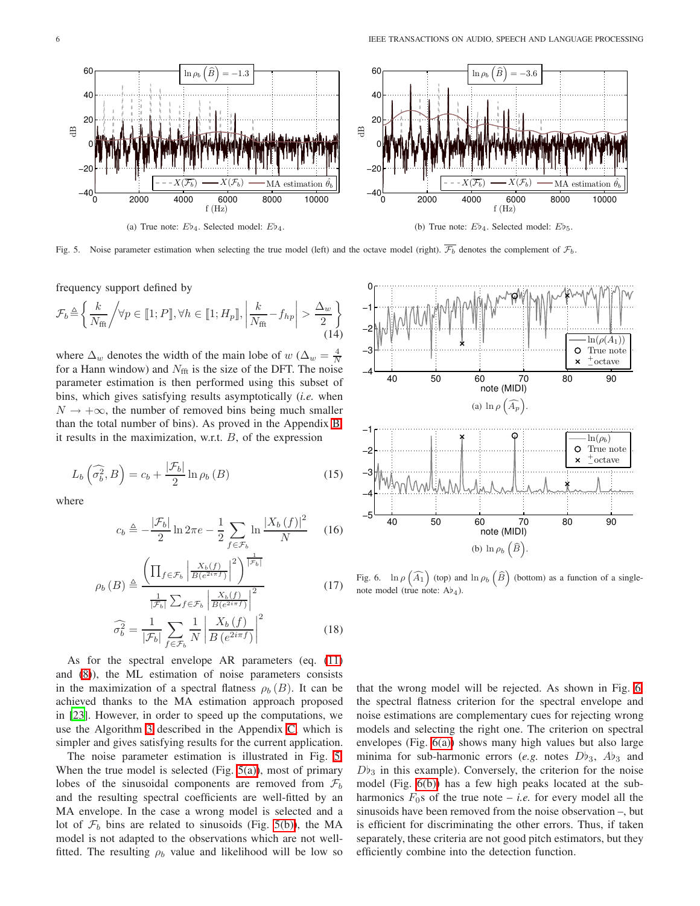(a) True note: $E\flat_4$. Selected model: $E\flat_4$.

(b) True note: $E\flat_4$. Selected model: $E\flat_5$.

Fig. 5. Noise parameter estimation when selecting the true model (left) and the octave model (right). $\overline{\mathcal{F}_b}$ denotes the complement of $\mathcal{F}_b$.

frequency support defined by

$$\mathcal{F}_b \triangleq \left\{ \frac{k}{N_{\text{fft}}} \middle/ \forall p \in [\![1;P]\!], \forall h \in [\![1;H_p]\!], \left| \frac{k}{N_{\text{fft}}} - f_{hp} \right| > \frac{\Delta_w}{2} \right\} \tag{14}$$

where $\Delta_w$ denotes the width of the main lobe of $w$ ($\Delta_w = \frac{4}{N}$ for a Hann window) and $N_{\text{fft}}$ is the size of the DFT. The noise parameter estimation is then performed using this subset of bins, which gives satisfying results asymptotically (*i.e.* when $N \to +\infty$, the number of removed bins being much smaller than the total number of bins). As proved in the Appendix B, it results in the maximization, w.r.t. $B$, of the expression

$$L_b\left(\widehat{\sigma_b^2}, B\right) = c_b + \frac{|\mathcal{F}_b|}{2} \ln \rho_b(B) \tag{15}$$

where

$$c_b \triangleq -\frac{|\mathcal{F}_b|}{2} \ln 2\pi e - \frac{1}{2} \sum_{f \in \mathcal{F}_b} \ln \frac{|X_b(f)|^2}{N} \tag{16}$$

$$\rho_b(B) \triangleq \frac{\left( \prod_{f \in \mathcal{F}_b} \left| \frac{X_b(f)}{B(e^{2i\pi f})} \right|^2 \right)^{\frac{1}{|\mathcal{F}_b|}}}{\frac{1}{|\mathcal{F}_b|} \sum_{f \in \mathcal{F}_b} \left| \frac{X_b(f)}{B(e^{2i\pi f})} \right|^2} \tag{17}$$

$$\widehat{\sigma_b^2} = \frac{1}{|\mathcal{F}_b|} \sum_{f \in \mathcal{F}_b} \frac{1}{N} \left| \frac{X_b(f)}{B(e^{2i\pi f})} \right|^2 \tag{18}$$

As for the spectral envelope AR parameters (eq. (11) and (8)), the ML estimation of noise parameters consists in the maximization of a spectral flatness $\rho_b(B)$. It can be achieved thanks to the MA estimation approach proposed in [23]. However, in order to speed up the computations, we use the Algorithm 3 described in the Appendix C, which is simpler and gives satisfying results for the current application.

The noise parameter estimation is illustrated in Fig. 5. When the true model is selected (Fig. 5(a)), most of primary lobes of the sinusoidal components are removed from $\mathcal{F}_b$ and the resulting spectral coefficients are well-fitted by an MA envelope. In the case a wrong model is selected and a lot of $\mathcal{F}_b$ bins are related to sinusoids (Fig. 5(b)), the MA model is not adapted to the observations which are not well-fitted. The resulting $\rho_b$ value and likelihood will be low so that the wrong model will be rejected. As shown in Fig. 6, the spectral flatness criterion for the spectral envelope and noise estimations are complementary cues for rejecting wrong models and selecting the right one. The criterion on spectral envelopes (Fig. 6(a)) shows many high values but also large minima for sub-harmonic errors (*e.g.* notes $D\flat_3$, $A\flat_3$ and $D\flat_3$ in this example). Conversely, the criterion for the noise model (Fig. 6(b)) has a few high peaks located at the sub-harmonics $F_0$s of the true note – *i.e.* for every model all the sinusoids have been removed from the noise observation –, but is efficient for discriminating the other errors. Thus, if taken separately, these criteria are not good pitch estimators, but they efficiently combine into the detection function.

(a) $\ln \rho\left(\widehat{A_p}\right)$.

(b) $\ln \rho_b\left(\widehat{B}\right)$.

Fig. 6. $\ln \rho\left(\widehat{A_1}\right)$ (top) and $\ln \rho_b\left(\widehat{B}\right)$ (bottom) as a function of a single-note model (true note: $A\flat_4$).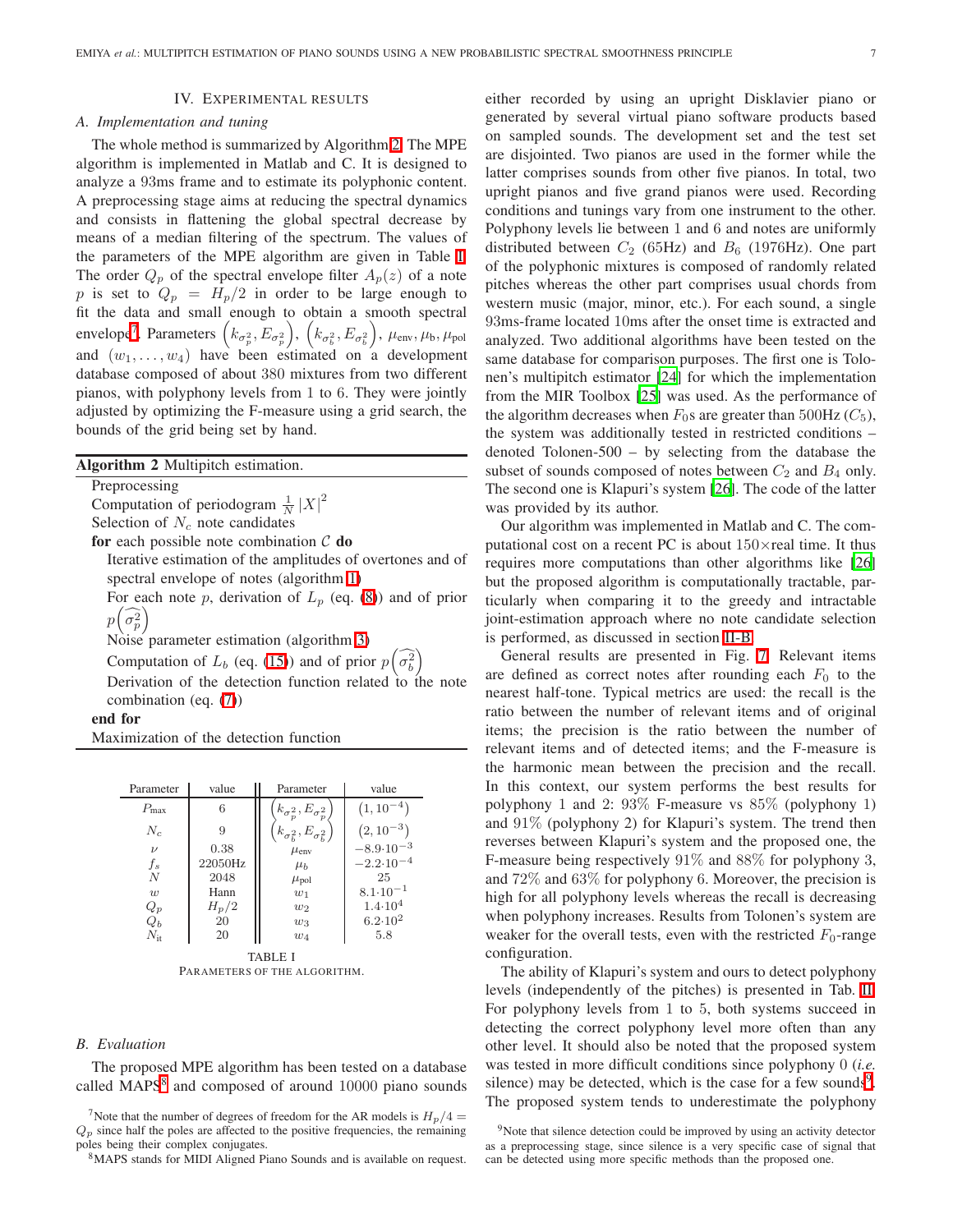## IV. Experimental results

### A. Implementation and tuning

The whole method is summarized by Algorithm 2. The MPE algorithm is implemented in Matlab and C. It is designed to analyze a 93ms frame and to estimate its polyphonic content. A preprocessing stage aims at reducing the spectral dynamics and consists in flattening the global spectral decrease by means of a median filtering of the spectrum. The values of the parameters of the MPE algorithm are given in Table I. The order $Q_p$ of the spectral envelope filter $A_p(z)$ of a note $p$ is set to $Q_p = H_p/2$ in order to be large enough to fit the data and small enough to obtain a smooth spectral envelope[7]. Parameters $\left(k_{\sigma_p^2}, E_{\sigma_p^2}\right)$, $\left(k_{\sigma_b^2}, E_{\sigma_b^2}\right)$, $\mu_{\text{env}}, \mu_{\text{b}}, \mu_{\text{pol}}$ and $(w_1, \ldots, w_4)$ have been estimated on a development database composed of about 380 mixtures from two different pianos, with polyphony levels from 1 to 6. They were jointly adjusted by optimizing the F-measure using a grid search, the bounds of the grid being set by hand.

**Algorithm 2** Multipitch estimation.

```
Preprocessing
Computation of periodogram (1/N)|X|^2
Selection of N_c note candidates
for each possible note combination C do
    Iterative estimation of the amplitudes of overtones and of
    spectral envelope of notes (algorithm 1)
    For each note p, derivation of L_p (eq. (8)) and of prior p(σ̂_p^2)
    Noise parameter estimation (algorithm 3)
    Computation of L_b (eq. (15)) and of prior p(σ̂_b^2)
    Derivation of the detection function related to the note
    combination (eq. (7))
end for
Maximization of the detection function
```

| Parameter | value | Parameter | value |
|---|---|---|---|
| $P_{\max}$ | 6 | $\left(k_{\sigma_p^2}, E_{\sigma_p^2}\right)$ | $\left(1, 10^{-4}\right)$ |
| $N_c$ | 9 | $\left(k_{\sigma_b^2}, E_{\sigma_b^2}\right)$ | $\left(2, 10^{-3}\right)$ |
| $\nu$ | 0.38 | $\mu_{\text{env}}$ | $-8.9\cdot 10^{-3}$ |
| $f_s$ | 22050Hz | $\mu_{\text{b}}$ | $-2.2\cdot 10^{-4}$ |
| $N$ | 2048 | $\mu_{\text{pol}}$ | 25 |
| $w$ | Hann | $w_1$ | $8.1\cdot 10^{-1}$ |
| $Q_p$ | $H_p/2$ | $w_2$ | $1.4\cdot 10^{4}$ |
| $Q_b$ | 20 | $w_3$ | $6.2\cdot 10^{2}$ |
| $N_{\text{it}}$ | 20 | $w_4$ | 5.8 |

TABLE I
Parameters of the algorithm.

### B. Evaluation

The proposed MPE algorithm has been tested on a database called MAPS[8] and composed of around 10000 piano sounds either recorded by using an upright Disklavier piano or generated by several virtual piano software products based on sampled sounds. The development set and the test set are disjointed. Two pianos are used in the former while the latter comprises sounds from other five pianos. In total, two upright pianos and five grand pianos were used. Recording conditions and tunings vary from one instrument to the other. Polyphony levels lie between 1 and 6 and notes are uniformly distributed between $C_2$ (65Hz) and $B_6$ (1976Hz). One part of the polyphonic mixtures is composed of randomly related pitches whereas the other part comprises usual chords from western music (major, minor, etc.). For each sound, a single 93ms-frame located 10ms after the onset time is extracted and analyzed. Two additional algorithms have been tested on the same database for comparison purposes. The first one is Tolonen's multipitch estimator [24] for which the implementation from the MIR Toolbox [25] was used. As the performance of the algorithm decreases when $F_0$s are greater than 500Hz ($C_5$), the system was additionally tested in restricted conditions – denoted Tolonen-500 – by selecting from the database the subset of sounds composed of notes between $C_2$ and $B_4$ only. The second one is Klapuri's system [26]. The code of the latter was provided by its author.

Our algorithm was implemented in Matlab and C. The computational cost on a recent PC is about 150×real time. It thus requires more computations than other algorithms like [26] but the proposed algorithm is computationally tractable, particularly when comparing it to the greedy and intractable joint-estimation approach where no note candidate selection is performed, as discussed in section II-B.

General results are presented in Fig. 7. Relevant items are defined as correct notes after rounding each $F_0$ to the nearest half-tone. Typical metrics are used: the recall is the ratio between the number of relevant items and of original items; the precision is the ratio between the number of relevant items and of detected items; and the F-measure is the harmonic mean between the precision and the recall. In this context, our system performs the best results for polyphony 1 and 2: 93% F-measure vs 85% (polyphony 1) and 91% (polyphony 2) for Klapuri's system. The trend then reverses between Klapuri's system and the proposed one, the F-measure being respectively 91% and 88% for polyphony 3, and 72% and 63% for polyphony 6. Moreover, the precision is high for all polyphony levels whereas the recall is decreasing when polyphony increases. Results from Tolonen's system are weaker for the overall tests, even with the restricted $F_0$-range configuration.

The ability of Klapuri's system and ours to detect polyphony levels (independently of the pitches) is presented in Tab. II. For polyphony levels from 1 to 5, both systems succeed in detecting the correct polyphony level more often than any other level. It should also be noted that the proposed system was tested in more difficult conditions since polyphony 0 (*i.e.* silence) may be detected, which is the case for a few sounds[9]. The proposed system tends to underestimate the polyphony

[7] Note that the number of degrees of freedom for the AR models is $H_p/4 = Q_p$ since half the poles are affected to the positive frequencies, the remaining poles being their complex conjugates.

[8] MAPS stands for MIDI Aligned Piano Sounds and is available on request.

[9] Note that silence detection could be improved by using an activity detector as a preprocessing stage, since silence is a very specific case of signal that can be detected using more specific methods than the proposed one.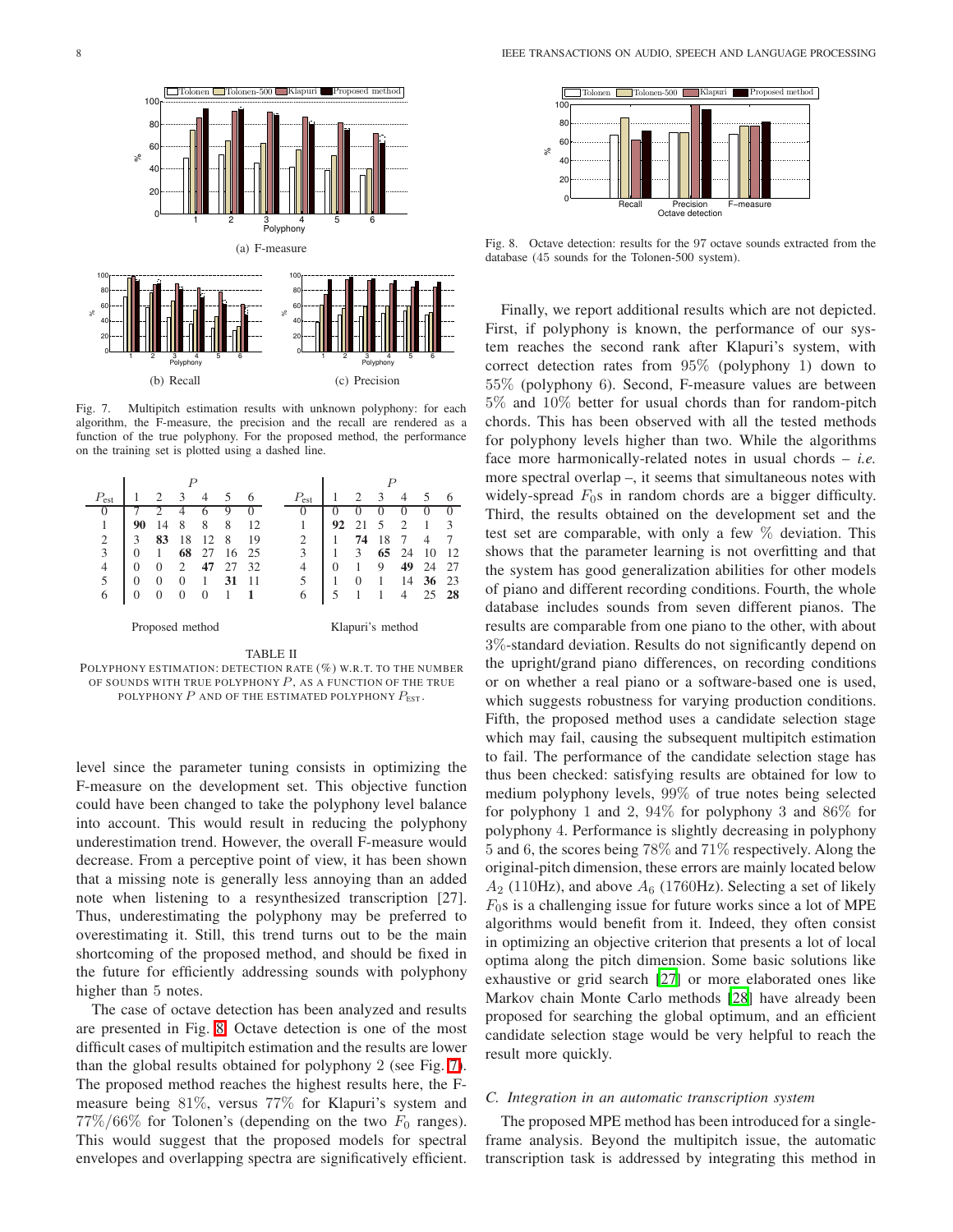Fig. 7. Multipitch estimation results with unknown polyphony: for each algorithm, the F-measure, the precision and the recall are rendered as a function of the true polyphony. For the proposed method, the performance on the training set is plotted using a dashed line.

Fig. 8. Octave detection: results for the 97 octave sounds extracted from the database (45 sounds for the Tolonen-500 system).

| $P_{\text{est}}$ | $P$ = 1 | 2 | 3 | 4 | 5 | 6 |
|---|---|---|---|---|---|---|
| 0 | 7 | 2 | 4 | 6 | 9 | 0 |
| 1 | **90** | 14 | 8 | 8 | 8 | 12 |
| 2 | 3 | **83** | 18 | 12 | 8 | 19 |
| 3 | 0 | 1 | **68** | 27 | 16 | 25 |
| 4 | 0 | 0 | 2 | **47** | 27 | 32 |
| 5 | 0 | 0 | 0 | 1 | **31** | 11 |
| 6 | 0 | 0 | 0 | 0 | 1 | **1** |

Proposed method

| $P_{\text{est}}$ | $P$ = 1 | 2 | 3 | 4 | 5 | 6 |
|---|---|---|---|---|---|---|
| 0 | 0 | 0 | 0 | 0 | 0 | 0 |
| 1 | **92** | 21 | 5 | 2 | 1 | 3 |
| 2 | 1 | **74** | 18 | 7 | 4 | 7 |
| 3 | 1 | 3 | **65** | 24 | 10 | 12 |
| 4 | 0 | 1 | 9 | **49** | 24 | 27 |
| 5 | 1 | 0 | 1 | 14 | **36** | 23 |
| 6 | 5 | 1 | 1 | 4 | 25 | **28** |

Klapuri's method

TABLE II
POLYPHONY ESTIMATION: DETECTION RATE (%) W.R.T. TO THE NUMBER OF SOUNDS WITH TRUE POLYPHONY $P$, AS A FUNCTION OF THE TRUE POLYPHONY $P$ AND OF THE ESTIMATED POLYPHONY $P_{\text{EST}}$.

level since the parameter tuning consists in optimizing the F-measure on the development set. This objective function could have been changed to take the polyphony level balance into account. This would result in reducing the polyphony underestimation trend. However, the overall F-measure would decrease. From a perceptive point of view, it has been shown that a missing note is generally less annoying than an added note when listening to a resynthesized transcription [27]. Thus, underestimating the polyphony may be preferred to overestimating it. Still, this trend turns out to be the main shortcoming of the proposed method, and should be fixed in the future for efficiently addressing sounds with polyphony higher than 5 notes.

The case of octave detection has been analyzed and results are presented in Fig. 8. Octave detection is one of the most difficult cases of multipitch estimation and the results are lower than the global results obtained for polyphony 2 (see Fig. 7). The proposed method reaches the highest results here, the F-measure being 81%, versus 77% for Klapuri's system and 77%/66% for Tolonen's (depending on the two $F_0$ ranges). This would suggest that the proposed models for spectral envelopes and overlapping spectra are significatively efficient.

Finally, we report additional results which are not depicted. First, if polyphony is known, the performance of our system reaches the second rank after Klapuri's system, with correct detection rates from 95% (polyphony 1) down to 55% (polyphony 6). Second, F-measure values are between 5% and 10% better for usual chords than for random-pitch chords. This has been observed with all the tested methods for polyphony levels higher than two. While the algorithms face more harmonically-related notes in usual chords – *i.e.* more spectral overlap –, it seems that simultaneous notes with widely-spread $F_0$s in random chords are a bigger difficulty. Third, the results obtained on the development set and the test set are comparable, with only a few % deviation. This shows that the parameter learning is not overfitting and that the system has good generalization abilities for other models of piano and different recording conditions. Fourth, the whole database includes sounds from seven different pianos. The results are comparable from one piano to the other, with about 3%-standard deviation. Results do not significantly depend on the upright/grand piano differences, on recording conditions or on whether a real piano or a software-based one is used, which suggests robustness for varying production conditions. Fifth, the proposed method uses a candidate selection stage which may fail, causing the subsequent multipitch estimation to fail. The performance of the candidate selection stage has thus been checked: satisfying results are obtained for low to medium polyphony levels, 99% of true notes being selected for polyphony 1 and 2, 94% for polyphony 3 and 86% for polyphony 4. Performance is slightly decreasing in polyphony 5 and 6, the scores being 78% and 71% respectively. Along the original-pitch dimension, these errors are mainly located below $A_2$ (110Hz), and above $A_6$ (1760Hz). Selecting a set of likely $F_0$s is a challenging issue for future works since a lot of MPE algorithms would benefit from it. Indeed, they often consist in optimizing an objective criterion that presents a lot of local optima along the pitch dimension. Some basic solutions like exhaustive or grid search [27] or more elaborated ones like Markov chain Monte Carlo methods [28] have already been proposed for searching the global optimum, and an efficient candidate selection stage would be very helpful to reach the result more quickly.

### C. Integration in an automatic transcription system

The proposed MPE method has been introduced for a single-frame analysis. Beyond the multipitch issue, the automatic transcription task is addressed by integrating this method in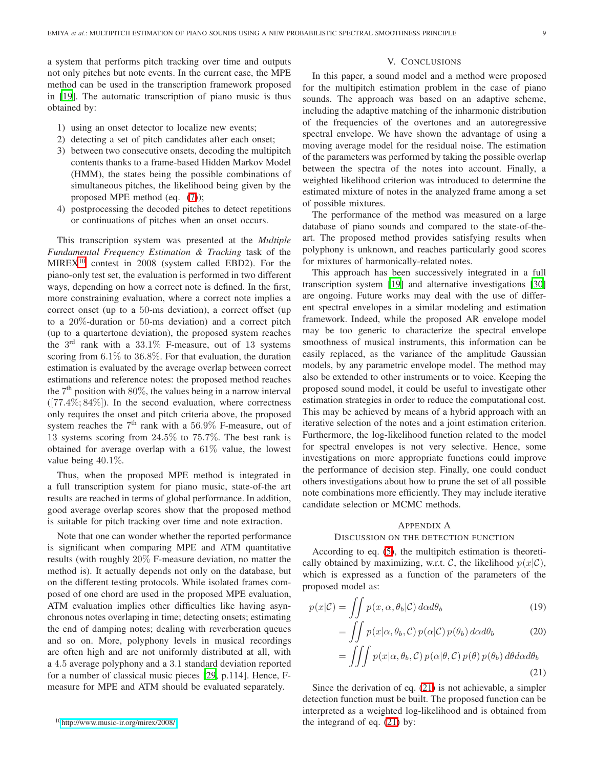a system that performs pitch tracking over time and outputs not only pitches but note events. In the current case, the MPE method can be used in the transcription framework proposed in [19]. The automatic transcription of piano music is thus obtained by:

1) using an onset detector to localize new events;
2) detecting a set of pitch candidates after each onset;
3) between two consecutive onsets, decoding the multipitch contents thanks to a frame-based Hidden Markov Model (HMM), the states being the possible combinations of simultaneous pitches, the likelihood being given by the proposed MPE method (eq. (7));
4) postprocessing the decoded pitches to detect repetitions or continuations of pitches when an onset occurs.

This transcription system was presented at the *Multiple Fundamental Frequency Estimation & Tracking* task of the MIREX[10] contest in 2008 (system called EBD2). For the piano-only test set, the evaluation is performed in two different ways, depending on how a correct note is defined. In the first, more constraining evaluation, where a correct note implies a correct onset (up to a 50-ms deviation), a correct offset (up to a 20%-duration or 50-ms deviation) and a correct pitch (up to a quartertone deviation), the proposed system reaches the 3rd rank with a 33.1% F-measure, out of 13 systems scoring from 6.1% to 36.8%. For that evaluation, the duration estimation is evaluated by the average overlap between correct estimations and reference notes: the proposed method reaches the 7th position with 80%, the values being in a narrow interval ([77.4%; 84%]). In the second evaluation, where correctness only requires the onset and pitch criteria above, the proposed system reaches the 7th rank with a 56.9% F-measure, out of 13 systems scoring from 24.5% to 75.7%. The best rank is obtained for average overlap with a 61% value, the lowest value being 40.1%.

Thus, when the proposed MPE method is integrated in a full transcription system for piano music, state-of-the art results are reached in terms of global performance. In addition, good average overlap scores show that the proposed method is suitable for pitch tracking over time and note extraction.

Note that one can wonder whether the reported performance is significant when comparing MPE and ATM quantitative results (with roughly 20% F-measure deviation, no matter the method is). It actually depends not only on the database, but on the different testing protocols. While isolated frames composed of one chord are used in the proposed MPE evaluation, ATM evaluation implies other difficulties like having asynchronous notes overlapping in time; detecting onsets; estimating the end of damping notes; dealing with reverberation queues and so on. More, polyphony levels in musical recordings are often high and are not uniformly distributed at all, with a 4.5 average polyphony and a 3.1 standard deviation reported for a number of classical music pieces [29, p.114]. Hence, F-measure for MPE and ATM should be evaluated separately.

[10] http://www.music-ir.org/mirex/2008/

## V. Conclusions

In this paper, a sound model and a method were proposed for the multipitch estimation problem in the case of piano sounds. The approach was based on an adaptive scheme, including the adaptive matching of the inharmonic distribution of the frequencies of the overtones and an autoregressive spectral envelope. We have shown the advantage of using a moving average model for the residual noise. The estimation of the parameters was performed by taking the possible overlap between the spectra of the notes into account. Finally, a weighted likelihood criterion was introduced to determine the estimated mixture of notes in the analyzed frame among a set of possible mixtures.

The performance of the method was measured on a large database of piano sounds and compared to the state-of-the-art. The proposed method provides satisfying results when polyphony is unknown, and reaches particularly good scores for mixtures of harmonically-related notes.

This approach has been successively integrated in a full transcription system [19] and alternative investigations [30] are ongoing. Future works may deal with the use of different spectral envelopes in a similar modeling and estimation framework. Indeed, while the proposed AR envelope model may be too generic to characterize the spectral envelope smoothness of musical instruments, this information can be easily replaced, as the variance of the amplitude Gaussian models, by any parametric envelope model. The method may also be extended to other instruments or to voice. Keeping the proposed sound model, it could be useful to investigate other estimation strategies in order to reduce the computational cost. This may be achieved by means of a hybrid approach with an iterative selection of the notes and a joint estimation criterion. Furthermore, the log-likelihood function related to the model for spectral envelopes is not very selective. Hence, some investigations on more appropriate functions could improve the performance of decision step. Finally, one could conduct others investigations about how to prune the set of all possible note combinations more efficiently. They may include iterative candidate selection or MCMC methods.

## Appendix A
### Discussion on the Detection Function

According to eq. (5), the multipitch estimation is theoretically obtained by maximizing, w.r.t. $\mathcal{C}$, the likelihood $p(x|\mathcal{C})$, which is expressed as a function of the parameters of the proposed model as:

$$p(x|\mathcal{C}) = \iint p(x, \alpha, \theta_b|\mathcal{C})\, d\alpha d\theta_b \tag{19}$$

$$= \iint p(x|\alpha, \theta_b, \mathcal{C})\, p(\alpha|\mathcal{C})\, p(\theta_b)\, d\alpha d\theta_b \tag{20}$$

$$= \iiint p(x|\alpha, \theta_b, \mathcal{C})\, p(\alpha|\theta, \mathcal{C})\, p(\theta)\, p(\theta_b)\, d\theta d\alpha d\theta_b \tag{21}$$

Since the derivation of eq. (21) is not achievable, a simpler detection function must be built. The proposed function can be interpreted as a weighted log-likelihood and is obtained from the integrand of eq. (21) by: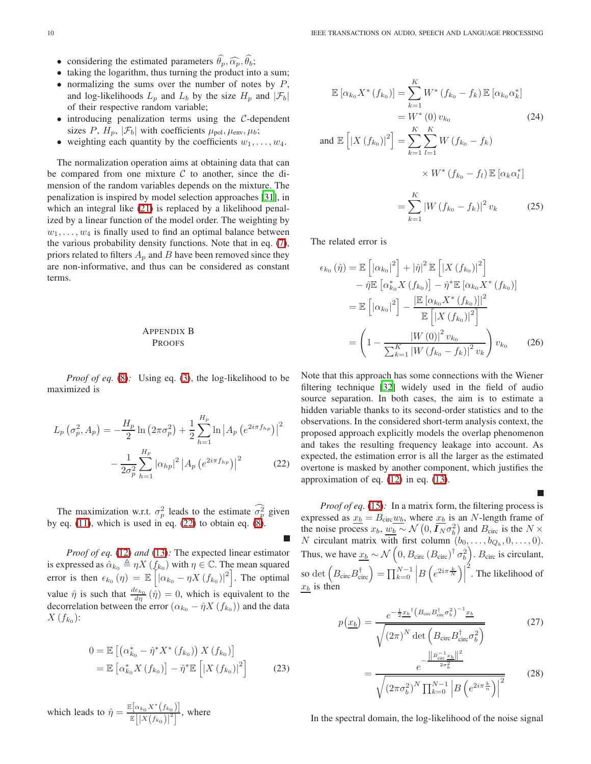- considering the estimated parameters $\widehat{\theta_p}, \widehat{\alpha_p}, \widehat{\theta_b}$;
- taking the logarithm, thus turning the product into a sum;
- normalizing the sums over the number of notes by $P$, and log-likelihoods $L_p$ and $L_b$ by the size $H_p$ and $|\mathcal{F}_b|$ of their respective random variable;
- introducing penalization terms using the $\mathcal{C}$-dependent sizes $P$, $H_p$, $|\mathcal{F}_b|$ with coefficients $\mu_{\text{pol}}, \mu_{\text{env}}, \mu_b$;
- weighting each quantity by the coefficients $w_1, \ldots, w_4$.

The normalization operation aims at obtaining data that can be compared from one mixture $\mathcal{C}$ to another, since the dimension of the random variables depends on the mixture. The penalization is inspired by model selection approaches [31], in which an integral like (21) is replaced by a likelihood penalized by a linear function of the model order. The weighting by $w_1, \ldots, w_4$ is finally used to find an optimal balance between the various probability density functions. Note that in eq. (7), priors related to filters $A_p$ and $B$ have been removed since they are non-informative, and thus can be considered as constant terms.

## Appendix B
## Proofs

*Proof of eq. (8):* Using eq. (3), the log-likelihood to be maximized is

$$L_p\left(\sigma_p^2, A_p\right) = -\frac{H_p}{2}\ln\left(2\pi\sigma_p^2\right) + \frac{1}{2}\sum_{h=1}^{H_p}\ln\left|A_p\left(e^{2i\pi f_{hp}}\right)\right|^2 - \frac{1}{2\sigma_p^2}\sum_{h=1}^{H_p}\left|\alpha_{hp}\right|^2\left|A_p\left(e^{2i\pi f_{hp}}\right)\right|^2 \tag{22}$$

The maximization w.r.t. $\sigma_p^2$ leads to the estimate $\widehat{\sigma_p^2}$ given by eq. (11), which is used in eq. (22) to obtain eq. (8). ∎

*Proof of eq. (12) and (13):* The expected linear estimator is expressed as $\hat{\alpha}_{k_0} \triangleq \eta X\left(f_{k_0}\right)$ with $\eta \in \mathbb{C}$. The mean squared error is then $\epsilon_{k_0}\left(\eta\right) = \mathbb{E}\left[\left|\alpha_{k_0} - \eta X\left(f_{k_0}\right)\right|^2\right]$. The optimal value $\hat{\eta}$ is such that $\frac{d\epsilon_{k_0}}{d\eta}\left(\hat{\eta}\right) = 0$, which is equivalent to the decorrelation between the error $\left(\alpha_{k_0} - \hat{\eta}X\left(f_{k_0}\right)\right)$ and the data $X\left(f_{k_0}\right)$:

$$\begin{aligned} 0 &= \mathbb{E}\left[\left(\alpha_{k_0}^* - \hat{\eta}^* X^*\left(f_{k_0}\right)\right)X\left(f_{k_0}\right)\right] \\ &= \mathbb{E}\left[\alpha_{k_0}^* X\left(f_{k_0}\right)\right] - \hat{\eta}^*\mathbb{E}\left[\left|X\left(f_{k_0}\right)\right|^2\right] \end{aligned} \tag{23}$$

which leads to $\hat{\eta} = \frac{\mathbb{E}\left[\alpha_{k_0}X^*\left(f_{k_0}\right)\right]}{\mathbb{E}\left[\left|X\left(f_{k_0}\right)\right|^2\right]}$, where

$$\begin{aligned} \mathbb{E}\left[\alpha_{k_0}X^*\left(f_{k_0}\right)\right] &= \sum_{k=1}^{K} W^*\left(f_{k_0} - f_k\right)\mathbb{E}\left[\alpha_{k_0}\alpha_k^*\right] \\ &= W^*\left(0\right)v_{k_0} \end{aligned} \tag{24}$$

$$\begin{aligned} \text{and } \mathbb{E}\left[\left|X\left(f_{k_0}\right)\right|^2\right] &= \sum_{k=1}^{K}\sum_{l=1}^{K} W\left(f_{k_0} - f_k\right) \\ &\quad \times W^*\left(f_{k_0} - f_l\right)\mathbb{E}\left[\alpha_k\alpha_l^*\right] \\ &= \sum_{k=1}^{K}\left|W\left(f_{k_0} - f_k\right)\right|^2 v_k \end{aligned} \tag{25}$$

The related error is

$$\begin{aligned} \epsilon_{k_0}\left(\hat{\eta}\right) &= \mathbb{E}\left[\left|\alpha_{k_0}\right|^2\right] + \left|\hat{\eta}\right|^2\mathbb{E}\left[\left|X\left(f_{k_0}\right)\right|^2\right] \\ &\quad - \hat{\eta}\mathbb{E}\left[\alpha_{k_0}^* X\left(f_{k_0}\right)\right] - \hat{\eta}^*\mathbb{E}\left[\alpha_{k_0}X^*\left(f_{k_0}\right)\right] \\ &= \mathbb{E}\left[\left|\alpha_{k_0}\right|^2\right] - \frac{\left|\mathbb{E}\left[\alpha_{k_0}X^*\left(f_{k_0}\right)\right]\right|^2}{\mathbb{E}\left[\left|X\left(f_{k_0}\right)\right|^2\right]} \\ &= \left(1 - \frac{\left|W\left(0\right)\right|^2 v_{k_0}}{\sum_{k=1}^{K}\left|W\left(f_{k_0} - f_k\right)\right|^2 v_k}\right)v_{k_0} \end{aligned} \tag{26}$$

Note that this approach has some connections with the Wiener filtering technique [32] widely used in the field of audio source separation. In both cases, the aim is to estimate a hidden variable thanks to its second-order statistics and to the observations. In the considered short-term analysis context, the proposed approach explicitly models the overlap phenomenon and takes the resulting frequency leakage into account. As expected, the estimation error is all the larger as the estimated overtone is masked by another component, which justifies the approximation of eq. (12) in eq. (13). ∎

*Proof of eq. (15):* In a matrix form, the filtering process is expressed as $\underline{x_b} = B_{\text{circ}}\underline{w_b}$, where $\underline{x_b}$ is an $N$-length frame of the noise process $x_b$, $\underline{w_b} \sim \mathcal{N}\left(0, \boldsymbol{I}_N\sigma_b^2\right)$ and $B_{\text{circ}}$ is the $N \times N$ circulant matrix with first column $\left(b_0, \ldots, b_{Q_b}, 0, \ldots, 0\right)$. Thus, we have $\underline{x_b} \sim \mathcal{N}\left(0, B_{\text{circ}}\left(B_{\text{circ}}\right)^\dagger\sigma_b^2\right)$. $B_{\text{circ}}$ is circulant, so $\det\left(B_{\text{circ}}B_{\text{circ}}^\dagger\right) = \prod_{k=0}^{N-1}\left|B\left(e^{2i\pi\frac{k}{N}}\right)\right|^2$. The likelihood of $\underline{x_b}$ is then

$$p\left(\underline{x_b}\right) = \frac{e^{-\frac{1}{2}\underline{x_b}^\dagger\left(B_{\text{circ}}B_{\text{circ}}^\dagger\sigma_b^2\right)^{-1}\underline{x_b}}}{\sqrt{\left(2\pi\right)^N\det\left(B_{\text{circ}}B_{\text{circ}}^\dagger\sigma_b^2\right)}} \tag{27}$$

$$= \frac{e^{-\frac{\left\|B_{\text{circ}}^{-1}\underline{x_b}\right\|^2}{2\sigma_b^2}}}{\sqrt{\left(2\pi\sigma_b^2\right)^N\prod_{k=0}^{N-1}\left|B\left(e^{2i\pi\frac{k}{n}}\right)\right|^2}} \tag{28}$$

In the spectral domain, the log-likelihood of the noise signal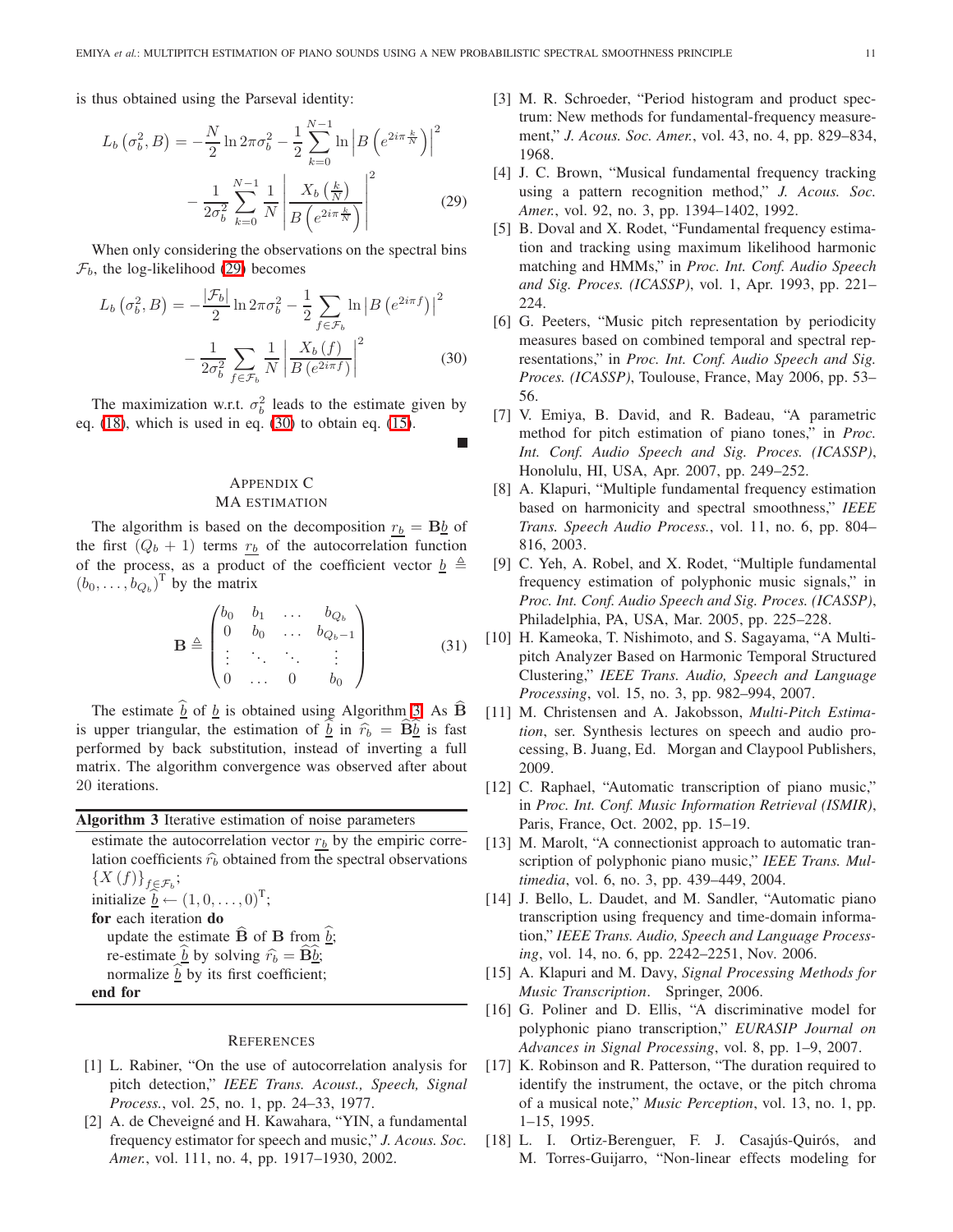is thus obtained using the Parseval identity:

$$L_b\left(\sigma_b^2, B\right) = -\frac{N}{2}\ln 2\pi\sigma_b^2 - \frac{1}{2}\sum_{k=0}^{N-1}\ln\left|B\left(e^{2i\pi\frac{k}{N}}\right)\right|^2 - \frac{1}{2\sigma_b^2}\sum_{k=0}^{N-1}\frac{1}{N}\left|\frac{X_b\left(\frac{k}{N}\right)}{B\left(e^{2i\pi\frac{k}{N}}\right)}\right|^2 \tag{29}$$

When only considering the observations on the spectral bins $\mathcal{F}_b$, the log-likelihood (29) becomes

$$L_b\left(\sigma_b^2, B\right) = -\frac{|\mathcal{F}_b|}{2}\ln 2\pi\sigma_b^2 - \frac{1}{2}\sum_{f\in\mathcal{F}_b}\ln\left|B\left(e^{2i\pi f}\right)\right|^2 - \frac{1}{2\sigma_b^2}\sum_{f\in\mathcal{F}_b}\frac{1}{N}\left|\frac{X_b(f)}{B\left(e^{2i\pi f}\right)}\right|^2 \tag{30}$$

The maximization w.r.t. $\sigma_b^2$ leads to the estimate given by eq. (18), which is used in eq. (30) to obtain eq. (15). ∎

## Appendix C
## MA estimation

The algorithm is based on the decomposition $\underline{r_b} = \mathbf{B}\underline{b}$ of the first $(Q_b+1)$ terms $\underline{r_b}$ of the autocorrelation function of the process, as a product of the coefficient vector $\underline{b} \triangleq (b_0, \ldots, b_{Q_b})^{\mathrm{T}}$ by the matrix

$$\mathbf{B} \triangleq \begin{pmatrix} b_0 & b_1 & \ldots & b_{Q_b} \\ 0 & b_0 & \ldots & b_{Q_b-1} \\ \vdots & \ddots & \ddots & \vdots \\ 0 & \ldots & 0 & b_0 \end{pmatrix} \tag{31}$$

The estimate $\widehat{\underline{b}}$ of $\underline{b}$ is obtained using Algorithm 3. As $\widehat{\mathbf{B}}$ is upper triangular, the estimation of $\widehat{\underline{b}}$ in $\widehat{r_b} = \widehat{\mathbf{B}}\widehat{\underline{b}}$ is fast performed by back substitution, instead of inverting a full matrix. The algorithm convergence was observed after about 20 iterations.

**Algorithm 3** Iterative estimation of noise parameters

```
estimate the autocorrelation vector r_b by the empiric correlation coefficients r̂_b obtained from the spectral observations {X(f)}_{f∈F_b};
initialize b̂ ← (1, 0, ..., 0)^T;
for each iteration do
    update the estimate B̂ of B from b̂;
    re-estimate b̂ by solving r̂_b = B̂b̂;
    normalize b̂ by its first coefficient;
end for
```

## References

[1] L. Rabiner, "On the use of autocorrelation analysis for pitch detection," *IEEE Trans. Acoust., Speech, Signal Process.*, vol. 25, no. 1, pp. 24–33, 1977.

[2] A. de Cheveigné and H. Kawahara, "YIN, a fundamental frequency estimator for speech and music," *J. Acous. Soc. Amer.*, vol. 111, no. 4, pp. 1917–1930, 2002.

[3] M. R. Schroeder, "Period histogram and product spectrum: New methods for fundamental-frequency measurement," *J. Acous. Soc. Amer.*, vol. 43, no. 4, pp. 829–834, 1968.

[4] J. C. Brown, "Musical fundamental frequency tracking using a pattern recognition method," *J. Acous. Soc. Amer.*, vol. 92, no. 3, pp. 1394–1402, 1992.

[5] B. Doval and X. Rodet, "Fundamental frequency estimation and tracking using maximum likelihood harmonic matching and HMMs," in *Proc. Int. Conf. Audio Speech and Sig. Proces. (ICASSP)*, vol. 1, Apr. 1993, pp. 221–224.

[6] G. Peeters, "Music pitch representation by periodicity measures based on combined temporal and spectral representations," in *Proc. Int. Conf. Audio Speech and Sig. Proces. (ICASSP)*, Toulouse, France, May 2006, pp. 53–56.

[7] V. Emiya, B. David, and R. Badeau, "A parametric method for pitch estimation of piano tones," in *Proc. Int. Conf. Audio Speech and Sig. Proces. (ICASSP)*, Honolulu, HI, USA, Apr. 2007, pp. 249–252.

[8] A. Klapuri, "Multiple fundamental frequency estimation based on harmonicity and spectral smoothness," *IEEE Trans. Speech Audio Process.*, vol. 11, no. 6, pp. 804–816, 2003.

[9] C. Yeh, A. Robel, and X. Rodet, "Multiple fundamental frequency estimation of polyphonic music signals," in *Proc. Int. Conf. Audio Speech and Sig. Proces. (ICASSP)*, Philadelphia, PA, USA, Mar. 2005, pp. 225–228.

[10] H. Kameoka, T. Nishimoto, and S. Sagayama, "A Multipitch Analyzer Based on Harmonic Temporal Structured Clustering," *IEEE Trans. Audio, Speech and Language Processing*, vol. 15, no. 3, pp. 982–994, 2007.

[11] M. Christensen and A. Jakobsson, *Multi-Pitch Estimation*, ser. Synthesis lectures on speech and audio processing, B. Juang, Ed. Morgan and Claypool Publishers, 2009.

[12] C. Raphael, "Automatic transcription of piano music," in *Proc. Int. Conf. Music Information Retrieval (ISMIR)*, Paris, France, Oct. 2002, pp. 15–19.

[13] M. Marolt, "A connectionist approach to automatic transcription of polyphonic piano music," *IEEE Trans. Multimedia*, vol. 6, no. 3, pp. 439–449, 2004.

[14] J. Bello, L. Daudet, and M. Sandler, "Automatic piano transcription using frequency and time-domain information," *IEEE Trans. Audio, Speech and Language Processing*, vol. 14, no. 6, pp. 2242–2251, Nov. 2006.

[15] A. Klapuri and M. Davy, *Signal Processing Methods for Music Transcription*. Springer, 2006.

[16] G. Poliner and D. Ellis, "A discriminative model for polyphonic piano transcription," *EURASIP Journal on Advances in Signal Processing*, vol. 8, pp. 1–9, 2007.

[17] K. Robinson and R. Patterson, "The duration required to identify the instrument, the octave, or the pitch chroma of a musical note," *Music Perception*, vol. 13, no. 1, pp. 1–15, 1995.

[18] L. I. Ortiz-Berenguer, F. J. Casajús-Quirós, and M. Torres-Guijarro, "Non-linear effects modeling for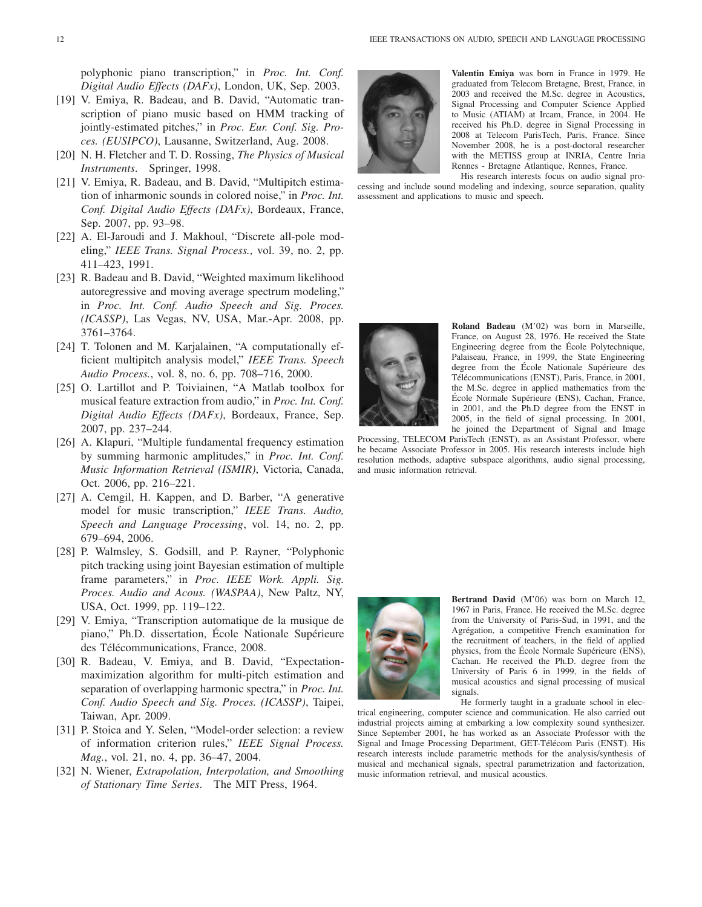polyphonic piano transcription," in *Proc. Int. Conf. Digital Audio Effects (DAFx)*, London, UK, Sep. 2003.

[19] V. Emiya, R. Badeau, and B. David, "Automatic transcription of piano music based on HMM tracking of jointly-estimated pitches," in *Proc. Eur. Conf. Sig. Proces. (EUSIPCO)*, Lausanne, Switzerland, Aug. 2008.

[20] N. H. Fletcher and T. D. Rossing, *The Physics of Musical Instruments*. Springer, 1998.

[21] V. Emiya, R. Badeau, and B. David, "Multipitch estimation of inharmonic sounds in colored noise," in *Proc. Int. Conf. Digital Audio Effects (DAFx)*, Bordeaux, France, Sep. 2007, pp. 93–98.

[22] A. El-Jaroudi and J. Makhoul, "Discrete all-pole modeling," *IEEE Trans. Signal Process.*, vol. 39, no. 2, pp. 411–423, 1991.

[23] R. Badeau and B. David, "Weighted maximum likelihood autoregressive and moving average spectrum modeling," in *Proc. Int. Conf. Audio Speech and Sig. Proces. (ICASSP)*, Las Vegas, NV, USA, Mar.-Apr. 2008, pp. 3761–3764.

[24] T. Tolonen and M. Karjalainen, "A computationally efficient multipitch analysis model," *IEEE Trans. Speech Audio Process.*, vol. 8, no. 6, pp. 708–716, 2000.

[25] O. Lartillot and P. Toiviainen, "A Matlab toolbox for musical feature extraction from audio," in *Proc. Int. Conf. Digital Audio Effects (DAFx)*, Bordeaux, France, Sep. 2007, pp. 237–244.

[26] A. Klapuri, "Multiple fundamental frequency estimation by summing harmonic amplitudes," in *Proc. Int. Conf. Music Information Retrieval (ISMIR)*, Victoria, Canada, Oct. 2006, pp. 216–221.

[27] A. Cemgil, H. Kappen, and D. Barber, "A generative model for music transcription," *IEEE Trans. Audio, Speech and Language Processing*, vol. 14, no. 2, pp. 679–694, 2006.

[28] P. Walmsley, S. Godsill, and P. Rayner, "Polyphonic pitch tracking using joint Bayesian estimation of multiple frame parameters," in *Proc. IEEE Work. Appli. Sig. Proces. Audio and Acous. (WASPAA)*, New Paltz, NY, USA, Oct. 1999, pp. 119–122.

[29] V. Emiya, "Transcription automatique de la musique de piano," Ph.D. dissertation, École Nationale Supérieure des Télécommunications, France, 2008.

[30] R. Badeau, V. Emiya, and B. David, "Expectation-maximization algorithm for multi-pitch estimation and separation of overlapping harmonic spectra," in *Proc. Int. Conf. Audio Speech and Sig. Proces. (ICASSP)*, Taipei, Taiwan, Apr. 2009.

[31] P. Stoica and Y. Selen, "Model-order selection: a review of information criterion rules," *IEEE Signal Process. Mag.*, vol. 21, no. 4, pp. 36–47, 2004.

[32] N. Wiener, *Extrapolation, Interpolation, and Smoothing of Stationary Time Series*. The MIT Press, 1964.

**Valentin Emiya** was born in France in 1979. He graduated from Telecom Bretagne, Brest, France, in 2003 and received the M.Sc. degree in Acoustics, Signal Processing and Computer Science Applied to Music (ATIAM) at Ircam, France, in 2004. He received his Ph.D. degree in Signal Processing in 2008 at Telecom ParisTech, Paris, France. Since November 2008, he is a post-doctoral researcher with the METISS group at INRIA, Centre Inria Rennes - Bretagne Atlantique, Rennes, France.

His research interests focus on audio signal processing and include sound modeling and indexing, source separation, quality assessment and applications to music and speech.

**Roland Badeau** (M'02) was born in Marseille, France, on August 28, 1976. He received the State Engineering degree from the École Polytechnique, Palaiseau, France, in 1999, the State Engineering degree from the École Nationale Supérieure des Télécommunications (ENST), Paris, France, in 2001, the M.Sc. degree in applied mathematics from the École Normale Supérieure (ENS), Cachan, France, in 2001, and the Ph.D degree from the ENST in 2005, in the field of signal processing. In 2001, he joined the Department of Signal and Image Processing, TELECOM ParisTech (ENST), as an Assistant Professor, where he became Associate Professor in 2005. His research interests include high resolution methods, adaptive subspace algorithms, audio signal processing, and music information retrieval.

**Bertrand David** (M'06) was born on March 12, 1967 in Paris, France. He received the M.Sc. degree from the University of Paris-Sud, in 1991, and the Agrégation, a competitive French examination for the recruitment of teachers, in the field of applied physics, from the École Normale Supérieure (ENS), Cachan. He received the Ph.D. degree from the University of Paris 6 in 1999, in the fields of musical acoustics and signal processing of musical signals.

He formerly taught in a graduate school in electrical engineering, computer science and communication. He also carried out industrial projects aiming at embarking a low complexity sound synthesizer. Since September 2001, he has worked as an Associate Professor with the Signal and Image Processing Department, GET-Télécom Paris (ENST). His research interests include parametric methods for the analysis/synthesis of musical and mechanical signals, spectral parametrization and factorization, music information retrieval, and musical acoustics.